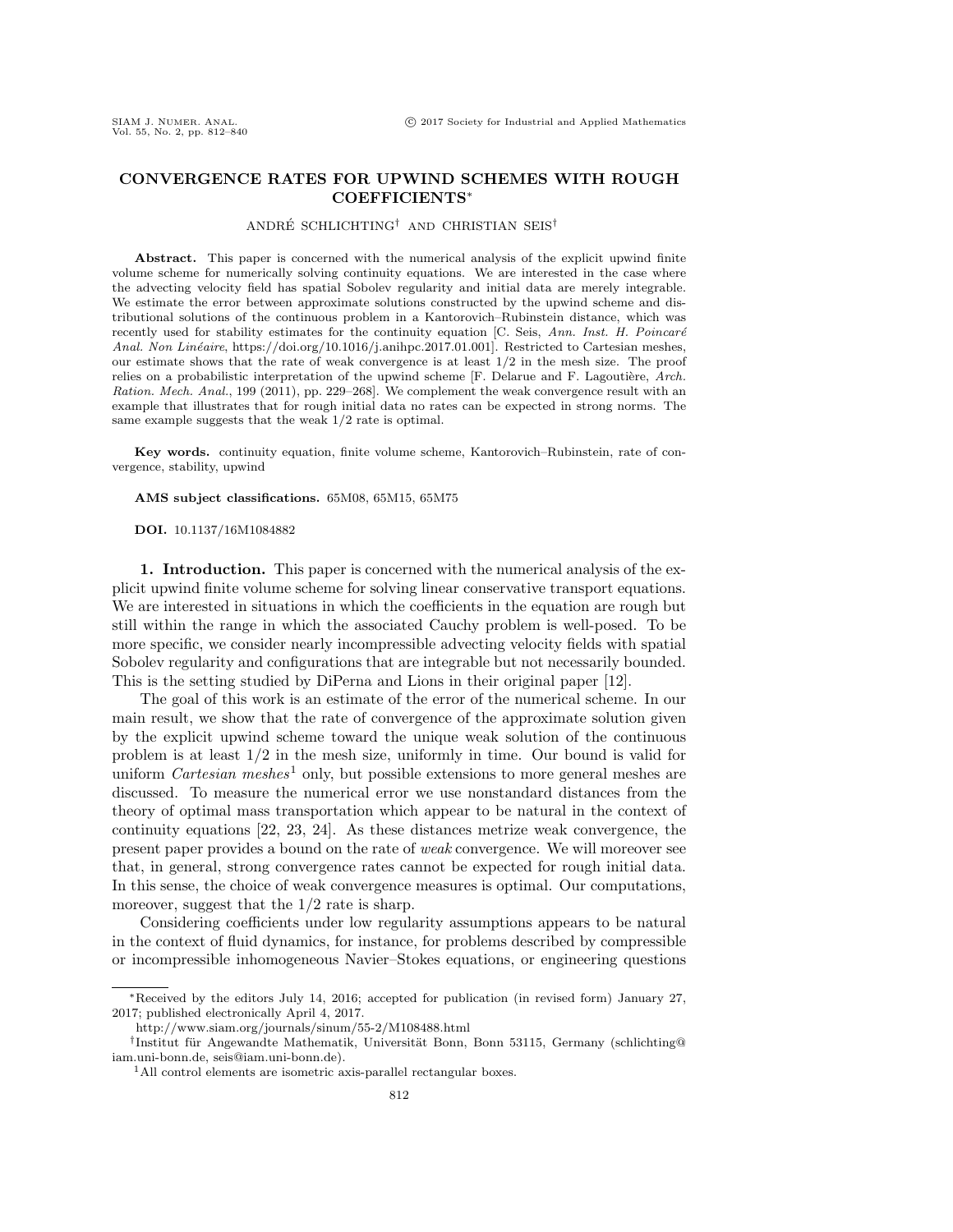# CONVERGENCE RATES FOR UPWIND SCHEMES WITH ROUGH COEFFICIENTS*

ANDRÉ SCHLICHTING[†] AND CHRISTIAN SEIS[†]

**Abstract.** This paper is concerned with the numerical analysis of the explicit upwind finite volume scheme for numerically solving continuity equations. We are interested in the case where the advecting velocity field has spatial Sobolev regularity and initial data are merely integrable. We estimate the error between approximate solutions constructed by the upwind scheme and distributional solutions of the continuous problem in a Kantorovich–Rubinstein distance, which was recently used for stability estimates for the continuity equation [C. Seis, *Ann. Inst. H. Poincaré Anal. Non Linéaire*, https://doi.org/10.1016/j.anihpc.2017.01.001]. Restricted to Cartesian meshes, our estimate shows that the rate of weak convergence is at least 1/2 in the mesh size. The proof relies on a probabilistic interpretation of the upwind scheme [F. Delarue and F. Lagoutière, *Arch. Ration. Mech. Anal.*, 199 (2011), pp. 229–268]. We complement the weak convergence result with an example that illustrates that for rough initial data no rates can be expected in strong norms. The same example suggests that the weak 1/2 rate is optimal.

**Key words.** continuity equation, finite volume scheme, Kantorovich–Rubinstein, rate of convergence, stability, upwind

**AMS subject classifications.** 65M08, 65M15, 65M75

**DOI.** 10.1137/16M1084882

## 1. Introduction.

This paper is concerned with the numerical analysis of the explicit upwind finite volume scheme for solving linear conservative transport equations. We are interested in situations in which the coefficients in the equation are rough but still within the range in which the associated Cauchy problem is well-posed. To be more specific, we consider nearly incompressible advecting velocity fields with spatial Sobolev regularity and configurations that are integrable but not necessarily bounded. This is the setting studied by DiPerna and Lions in their original paper [12].

The goal of this work is an estimate of the error of the numerical scheme. In our main result, we show that the rate of convergence of the approximate solution given by the explicit upwind scheme toward the unique weak solution of the continuous problem is at least 1/2 in the mesh size, uniformly in time. Our bound is valid for uniform *Cartesian meshes*[1] only, but possible extensions to more general meshes are discussed. To measure the numerical error we use nonstandard distances from the theory of optimal mass transportation which appear to be natural in the context of continuity equations [22, 23, 24]. As these distances metrize weak convergence, the present paper provides a bound on the rate of *weak* convergence. We will moreover see that, in general, strong convergence rates cannot be expected for rough initial data. In this sense, the choice of weak convergence measures is optimal. Our computations, moreover, suggest that the 1/2 rate is sharp.

Considering coefficients under low regularity assumptions appears to be natural in the context of fluid dynamics, for instance, for problems described by compressible or incompressible inhomogeneous Navier–Stokes equations, or engineering questions

---

*Received by the editors July 14, 2016; accepted for publication (in revised form) January 27, 2017; published electronically April 4, 2017.

http://www.siam.org/journals/sinum/55-2/M108488.html

[†]Institut für Angewandte Mathematik, Universität Bonn, Bonn 53115, Germany (schlichting@iam.uni-bonn.de, seis@iam.uni-bonn.de).

[1]All control elements are isometric axis-parallel rectangular boxes.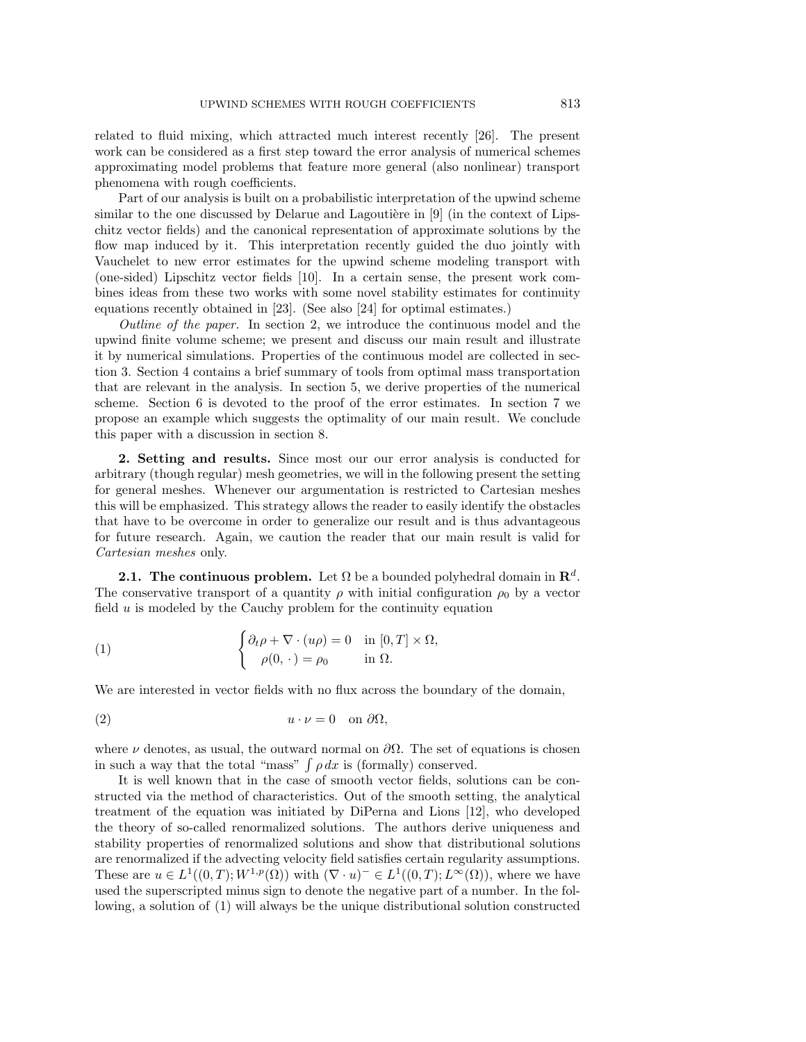related to fluid mixing, which attracted much interest recently [26]. The present work can be considered as a first step toward the error analysis of numerical schemes approximating model problems that feature more general (also nonlinear) transport phenomena with rough coefficients.

Part of our analysis is built on a probabilistic interpretation of the upwind scheme similar to the one discussed by Delarue and Lagoutière in [9] (in the context of Lipschitz vector fields) and the canonical representation of approximate solutions by the flow map induced by it. This interpretation recently guided the duo jointly with Vauchelet to new error estimates for the upwind scheme modeling transport with (one-sided) Lipschitz vector fields [10]. In a certain sense, the present work combines ideas from these two works with some novel stability estimates for continuity equations recently obtained in [23]. (See also [24] for optimal estimates.)

*Outline of the paper.* In section 2, we introduce the continuous model and the upwind finite volume scheme; we present and discuss our main result and illustrate it by numerical simulations. Properties of the continuous model are collected in section 3. Section 4 contains a brief summary of tools from optimal mass transportation that are relevant in the analysis. In section 5, we derive properties of the numerical scheme. Section 6 is devoted to the proof of the error estimates. In section 7 we propose an example which suggests the optimality of our main result. We conclude this paper with a discussion in section 8.

## 2. Setting and results.

Since most our our error analysis is conducted for arbitrary (though regular) mesh geometries, we will in the following present the setting for general meshes. Whenever our argumentation is restricted to Cartesian meshes this will be emphasized. This strategy allows the reader to easily identify the obstacles that have to be overcome in order to generalize our result and is thus advantageous for future research. Again, we caution the reader that our main result is valid for *Cartesian meshes* only.

### 2.1. The continuous problem.

Let $\Omega$ be a bounded polyhedral domain in $\mathbf{R}^d$. The conservative transport of a quantity $\rho$ with initial configuration $\rho_0$ by a vector field $u$ is modeled by the Cauchy problem for the continuity equation

$$\begin{cases} \partial_t \rho + \nabla \cdot (u\rho) = 0 & \text{in } [0,T] \times \Omega, \\ \rho(0,\,\cdot\,) = \rho_0 & \text{in } \Omega. \end{cases} \tag{1}$$

We are interested in vector fields with no flux across the boundary of the domain,

$$u \cdot \nu = 0 \quad \text{on } \partial\Omega, \tag{2}$$

where $\nu$ denotes, as usual, the outward normal on $\partial\Omega$. The set of equations is chosen in such a way that the total "mass" $\int \rho\, dx$ is (formally) conserved.

It is well known that in the case of smooth vector fields, solutions can be constructed via the method of characteristics. Out of the smooth setting, the analytical treatment of the equation was initiated by DiPerna and Lions [12], who developed the theory of so-called renormalized solutions. The authors derive uniqueness and stability properties of renormalized solutions and show that distributional solutions are renormalized if the advecting velocity field satisfies certain regularity assumptions. These are $u \in L^1((0,T); W^{1,p}(\Omega))$ with $(\nabla \cdot u)^- \in L^1((0,T); L^\infty(\Omega))$, where we have used the superscripted minus sign to denote the negative part of a number. In the following, a solution of (1) will always be the unique distributional solution constructed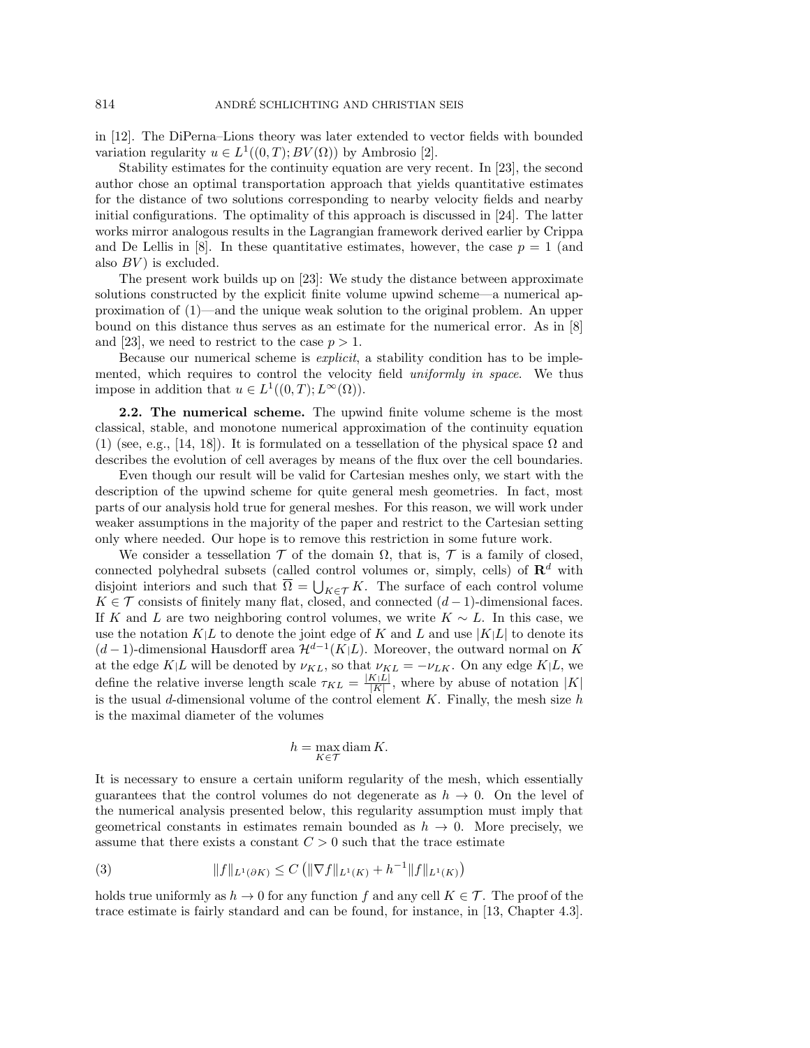in [12]. The DiPerna–Lions theory was later extended to vector fields with bounded variation regularity $u \in L^1((0,T); BV(\Omega))$ by Ambrosio [2].

Stability estimates for the continuity equation are very recent. In [23], the second author chose an optimal transportation approach that yields quantitative estimates for the distance of two solutions corresponding to nearby velocity fields and nearby initial configurations. The optimality of this approach is discussed in [24]. The latter works mirror analogous results in the Lagrangian framework derived earlier by Crippa and De Lellis in [8]. In these quantitative estimates, however, the case $p = 1$ (and also $BV$) is excluded.

The present work builds up on [23]: We study the distance between approximate solutions constructed by the explicit finite volume upwind scheme—a numerical approximation of (1)—and the unique weak solution to the original problem. An upper bound on this distance thus serves as an estimate for the numerical error. As in [8] and [23], we need to restrict to the case $p > 1$.

Because our numerical scheme is *explicit*, a stability condition has to be implemented, which requires to control the velocity field *uniformly in space*. We thus impose in addition that $u \in L^1((0,T); L^\infty(\Omega))$.

**2.2. The numerical scheme.** The upwind finite volume scheme is the most classical, stable, and monotone numerical approximation of the continuity equation (1) (see, e.g., [14, 18]). It is formulated on a tessellation of the physical space $\Omega$ and describes the evolution of cell averages by means of the flux over the cell boundaries.

Even though our result will be valid for Cartesian meshes only, we start with the description of the upwind scheme for quite general mesh geometries. In fact, most parts of our analysis hold true for general meshes. For this reason, we will work under weaker assumptions in the majority of the paper and restrict to the Cartesian setting only where needed. Our hope is to remove this restriction in some future work.

We consider a tessellation $\mathcal{T}$ of the domain $\Omega$, that is, $\mathcal{T}$ is a family of closed, connected polyhedral subsets (called control volumes or, simply, cells) of $\mathbf{R}^d$ with disjoint interiors and such that $\overline{\Omega} = \bigcup_{K \in \mathcal{T}} K$. The surface of each control volume $K \in \mathcal{T}$ consists of finitely many flat, closed, and connected $(d-1)$-dimensional faces. If $K$ and $L$ are two neighboring control volumes, we write $K \sim L$. In this case, we use the notation $K|L$ to denote the joint edge of $K$ and $L$ and use $|K|L|$ to denote its $(d-1)$-dimensional Hausdorff area $\mathcal{H}^{d-1}(K|L)$. Moreover, the outward normal on $K$ at the edge $K|L$ will be denoted by $\nu_{KL}$, so that $\nu_{KL} = -\nu_{LK}$. On any edge $K|L$, we define the relative inverse length scale $\tau_{KL} = \frac{|K|L|}{|K|}$, where by abuse of notation $|K|$ is the usual $d$-dimensional volume of the control element $K$. Finally, the mesh size $h$ is the maximal diameter of the volumes

$$h = \max_{K \in \mathcal{T}} \operatorname{diam} K.$$

It is necessary to ensure a certain uniform regularity of the mesh, which essentially guarantees that the control volumes do not degenerate as $h \to 0$. On the level of the numerical analysis presented below, this regularity assumption must imply that geometrical constants in estimates remain bounded as $h \to 0$. More precisely, we assume that there exists a constant $C > 0$ such that the trace estimate

$$\|f\|_{L^1(\partial K)} \le C \left( \|\nabla f\|_{L^1(K)} + h^{-1} \|f\|_{L^1(K)} \right) \tag{3}$$

holds true uniformly as $h \to 0$ for any function $f$ and any cell $K \in \mathcal{T}$. The proof of the trace estimate is fairly standard and can be found, for instance, in [13, Chapter 4.3].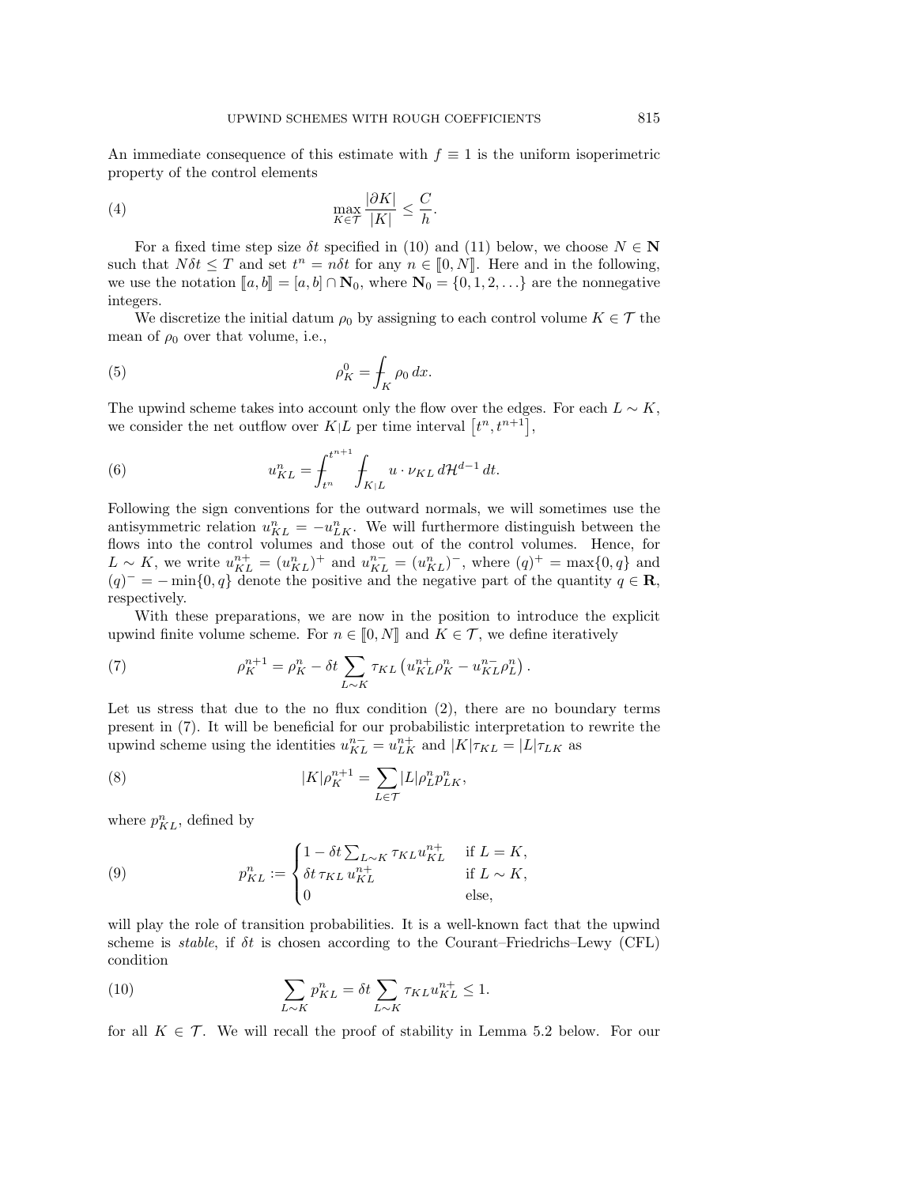An immediate consequence of this estimate with $f \equiv 1$ is the uniform isoperimetric property of the control elements

$$\max_{K\in\mathcal{T}} \frac{|\partial K|}{|K|} \leq \frac{C}{h}. \tag{4}$$

For a fixed time step size $\delta t$ specified in (10) and (11) below, we choose $N \in \mathbf{N}$ such that $N\delta t \leq T$ and set $t^n = n\delta t$ for any $n \in [\![0, N]\!]$. Here and in the following, we use the notation $[\![a, b]\!] = [a, b] \cap \mathbf{N}_0$, where $\mathbf{N}_0 = \{0, 1, 2, \ldots\}$ are the nonnegative integers.

We discretize the initial datum $\rho_0$ by assigning to each control volume $K \in \mathcal{T}$ the mean of $\rho_0$ over that volume, i.e.,

$$\rho_K^0 = \fint_K \rho_0 \, dx. \tag{5}$$

The upwind scheme takes into account only the flow over the edges. For each $L \sim K$, we consider the net outflow over $K|L$ per time interval $\left[t^n, t^{n+1}\right]$,

$$u_{KL}^n = \fint_{t^n}^{t^{n+1}} \fint_{K|L} u \cdot \nu_{KL} \, d\mathcal{H}^{d-1} \, dt. \tag{6}$$

Following the sign conventions for the outward normals, we will sometimes use the antisymmetric relation $u_{KL}^n = -u_{LK}^n$. We will furthermore distinguish between the flows into the control volumes and those out of the control volumes. Hence, for $L \sim K$, we write $u_{KL}^{n+} = (u_{KL}^n)^+$ and $u_{KL}^{n-} = (u_{KL}^n)^-$, where $(q)^+ = \max\{0, q\}$ and $(q)^- = -\min\{0, q\}$ denote the positive and the negative part of the quantity $q \in \mathbf{R}$, respectively.

With these preparations, we are now in the position to introduce the explicit upwind finite volume scheme. For $n \in [\![0, N]\!]$ and $K \in \mathcal{T}$, we define iteratively

$$\rho_K^{n+1} = \rho_K^n - \delta t \sum_{L\sim K} \tau_{KL} \left(u_{KL}^{n+} \rho_K^n - u_{KL}^{n-} \rho_L^n\right). \tag{7}$$

Let us stress that due to the no flux condition (2), there are no boundary terms present in (7). It will be beneficial for our probabilistic interpretation to rewrite the upwind scheme using the identities $u_{KL}^{n-} = u_{LK}^{n+}$ and $|K|\tau_{KL} = |L|\tau_{LK}$ as

$$|K|\rho_K^{n+1} = \sum_{L\in\mathcal{T}} |L| \rho_L^n p_{LK}^n, \tag{8}$$

where $p_{KL}^n$, defined by

$$p_{KL}^n := \begin{cases} 1 - \delta t \sum_{L\sim K} \tau_{KL} u_{KL}^{n+} & \text{if } L = K, \\ \delta t \, \tau_{KL} \, u_{KL}^{n+} & \text{if } L \sim K, \\ 0 & \text{else,} \end{cases} \tag{9}$$

will play the role of transition probabilities. It is a well-known fact that the upwind scheme is *stable*, if $\delta t$ is chosen according to the Courant–Friedrichs–Lewy (CFL) condition

$$\sum_{L\sim K} p_{KL}^n = \delta t \sum_{L\sim K} \tau_{KL} u_{KL}^{n+} \leq 1. \tag{10}$$

for all $K \in \mathcal{T}$. We will recall the proof of stability in Lemma 5.2 below. For our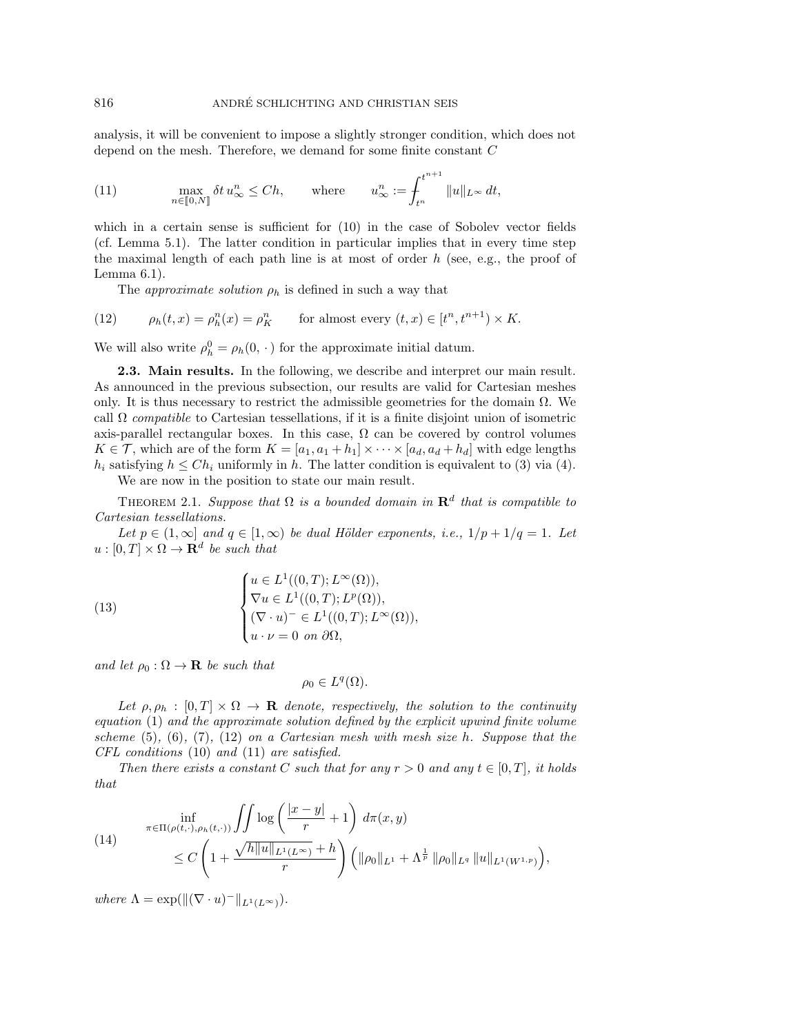analysis, it will be convenient to impose a slightly stronger condition, which does not depend on the mesh. Therefore, we demand for some finite constant $C$

$$
\max_{n\in[\![0,N]\!]} \delta t\, u_\infty^n \le Ch, \qquad \text{where} \qquad u_\infty^n := \fint_{t^n}^{t^{n+1}} \|u\|_{L^\infty}\, dt, \tag{11}
$$

which in a certain sense is sufficient for (10) in the case of Sobolev vector fields (cf. Lemma 5.1). The latter condition in particular implies that in every time step the maximal length of each path line is at most of order $h$ (see, e.g., the proof of Lemma 6.1).

The *approximate solution* $\rho_h$ is defined in such a way that

$$
\rho_h(t,x) = \rho_h^n(x) = \rho_K^n \qquad \text{for almost every } (t,x) \in [t^n, t^{n+1}) \times K. \tag{12}
$$

We will also write $\rho_h^0 = \rho_h(0,\,\cdot\,)$ for the approximate initial datum.

**2.3. Main results.** In the following, we describe and interpret our main result. As announced in the previous subsection, our results are valid for Cartesian meshes only. It is thus necessary to restrict the admissible geometries for the domain $\Omega$. We call $\Omega$ *compatible* to Cartesian tessellations, if it is a finite disjoint union of isometric axis-parallel rectangular boxes. In this case, $\Omega$ can be covered by control volumes $K \in \mathcal{T}$, which are of the form $K = [a_1, a_1 + h_1] \times \cdots \times [a_d, a_d + h_d]$ with edge lengths $h_i$ satisfying $h \le Ch_i$ uniformly in $h$. The latter condition is equivalent to (3) via (4).

We are now in the position to state our main result.

THEOREM 2.1. *Suppose that $\Omega$ is a bounded domain in $\mathbf{R}^d$ that is compatible to Cartesian tessellations.*

*Let $p \in (1,\infty]$ and $q \in [1,\infty)$ be dual Hölder exponents, i.e., $1/p + 1/q = 1$. Let $u : [0,T] \times \Omega \to \mathbf{R}^d$ be such that*

$$
\begin{cases}
u \in L^1((0,T);L^\infty(\Omega)),\\
\nabla u \in L^1((0,T);L^p(\Omega)),\\
(\nabla\cdot u)^- \in L^1((0,T);L^\infty(\Omega)),\\
u\cdot\nu = 0 \text{ on } \partial\Omega,
\end{cases} \tag{13}
$$

*and let $\rho_0 : \Omega \to \mathbf{R}$ be such that*

$$
\rho_0 \in L^q(\Omega).
$$

*Let $\rho, \rho_h : [0,T] \times \Omega \to \mathbf{R}$ denote, respectively, the solution to the continuity equation (1) and the approximate solution defined by the explicit upwind finite volume scheme (5), (6), (7), (12) on a Cartesian mesh with mesh size $h$. Suppose that the CFL conditions (10) and (11) are satisfied.*

*Then there exists a constant $C$ such that for any $r > 0$ and any $t \in [0,T]$, it holds that*

$$
\begin{aligned}
&\inf_{\pi\in\Pi(\rho(t,\cdot),\rho_h(t,\cdot))} \iint \log\left(\frac{|x-y|}{r} + 1\right)\, d\pi(x,y)\\
&\qquad \le C\left(1 + \frac{\sqrt{h\|u\|_{L^1(L^\infty)}} + h}{r}\right)\left(\|\rho_0\|_{L^1} + \Lambda^{\frac{1}{p}}\, \|\rho_0\|_{L^q}\, \|u\|_{L^1(W^{1,p})}\right),
\end{aligned} \tag{14}
$$

*where $\Lambda = \exp(\|(\nabla\cdot u)^-\|_{L^1(L^\infty)})$.*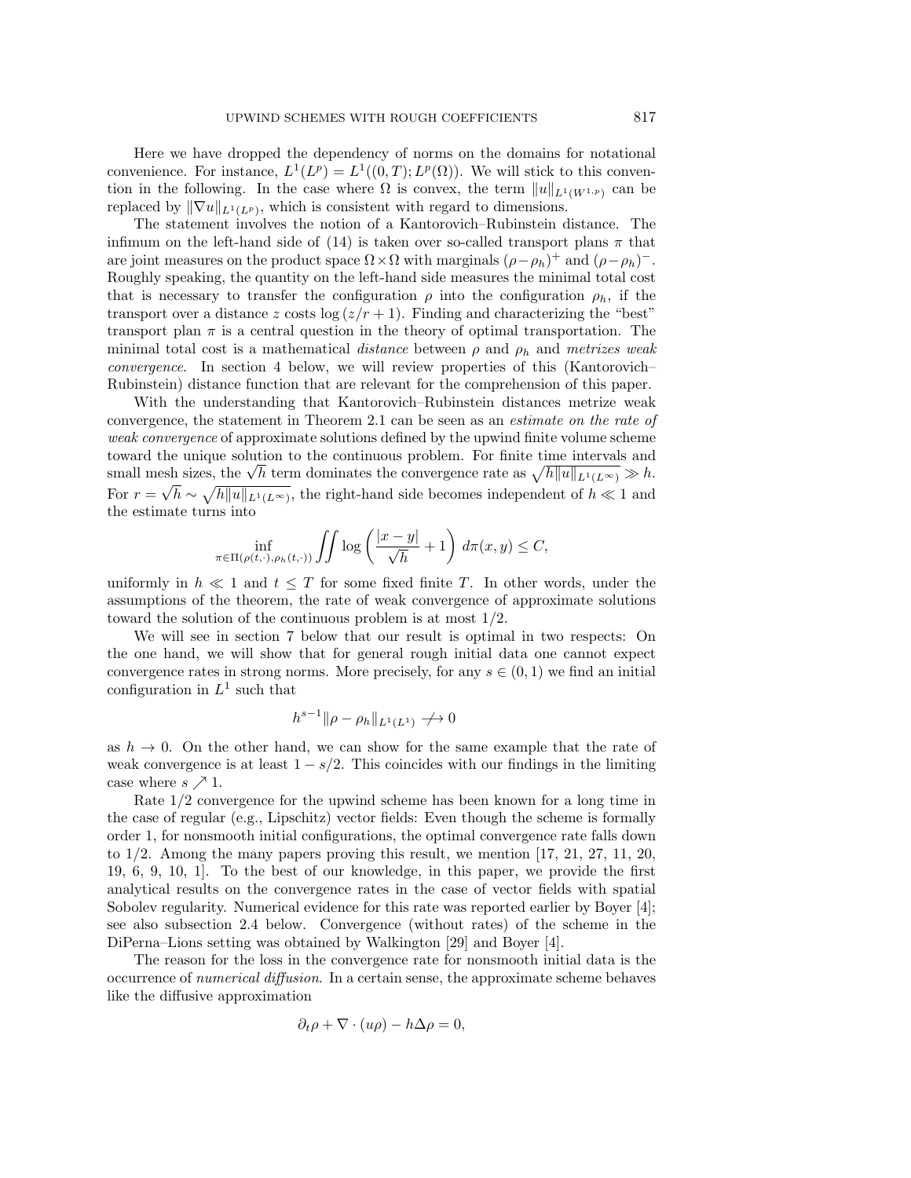Here we have dropped the dependency of norms on the domains for notational convenience. For instance, $L^1(L^p) = L^1((0,T); L^p(\Omega))$. We will stick to this convention in the following. In the case where $\Omega$ is convex, the term $\|u\|_{L^1(W^{1,p})}$ can be replaced by $\|\nabla u\|_{L^1(L^p)}$, which is consistent with regard to dimensions.

The statement involves the notion of a Kantorovich–Rubinstein distance. The infimum on the left-hand side of (14) is taken over so-called transport plans $\pi$ that are joint measures on the product space $\Omega \times \Omega$ with marginals $(\rho - \rho_h)^+$ and $(\rho - \rho_h)^-$. Roughly speaking, the quantity on the left-hand side measures the minimal total cost that is necessary to transfer the configuration $\rho$ into the configuration $\rho_h$, if the transport over a distance $z$ costs $\log(z/r + 1)$. Finding and characterizing the "best" transport plan $\pi$ is a central question in the theory of optimal transportation. The minimal total cost is a mathematical *distance* between $\rho$ and $\rho_h$ and *metrizes weak convergence*. In section 4 below, we will review properties of this (Kantorovich–Rubinstein) distance function that are relevant for the comprehension of this paper.

With the understanding that Kantorovich–Rubinstein distances metrize weak convergence, the statement in Theorem 2.1 can be seen as an *estimate on the rate of weak convergence* of approximate solutions defined by the upwind finite volume scheme toward the unique solution to the continuous problem. For finite time intervals and small mesh sizes, the $\sqrt{h}$ term dominates the convergence rate as $\sqrt{h\|u\|_{L^1(L^\infty)}} \gg h$. For $r = \sqrt{h} \sim \sqrt{h\|u\|_{L^1(L^\infty)}}$, the right-hand side becomes independent of $h \ll 1$ and the estimate turns into

$$\inf_{\pi \in \Pi(\rho(t,\cdot), \rho_h(t,\cdot))} \iint \log\left(\frac{|x-y|}{\sqrt{h}} + 1\right) d\pi(x,y) \leq C,$$

uniformly in $h \ll 1$ and $t \leq T$ for some fixed finite $T$. In other words, under the assumptions of the theorem, the rate of weak convergence of approximate solutions toward the solution of the continuous problem is at most $1/2$.

We will see in section 7 below that our result is optimal in two respects: On the one hand, we will show that for general rough initial data one cannot expect convergence rates in strong norms. More precisely, for any $s \in (0,1)$ we find an initial configuration in $L^1$ such that

$$h^{s-1}\|\rho - \rho_h\|_{L^1(L^1)} \not\to 0$$

as $h \to 0$. On the other hand, we can show for the same example that the rate of weak convergence is at least $1 - s/2$. This coincides with our findings in the limiting case where $s \nearrow 1$.

Rate $1/2$ convergence for the upwind scheme has been known for a long time in the case of regular (e.g., Lipschitz) vector fields: Even though the scheme is formally order 1, for nonsmooth initial configurations, the optimal convergence rate falls down to $1/2$. Among the many papers proving this result, we mention [17, 21, 27, 11, 20, 19, 6, 9, 10, 1]. To the best of our knowledge, in this paper, we provide the first analytical results on the convergence rates in the case of vector fields with spatial Sobolev regularity. Numerical evidence for this rate was reported earlier by Boyer [4]; see also subsection 2.4 below. Convergence (without rates) of the scheme in the DiPerna–Lions setting was obtained by Walkington [29] and Boyer [4].

The reason for the loss in the convergence rate for nonsmooth initial data is the occurrence of *numerical diffusion*. In a certain sense, the approximate scheme behaves like the diffusive approximation

$$\partial_t \rho + \nabla \cdot (u\rho) - h\Delta\rho = 0,$$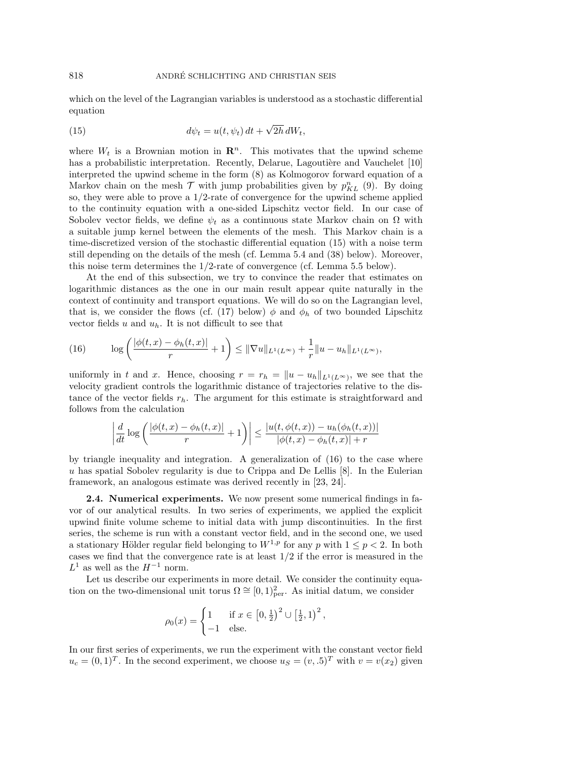which on the level of the Lagrangian variables is understood as a stochastic differential equation

$$d\psi_t = u(t, \psi_t)\, dt + \sqrt{2h}\, dW_t, \tag{15}$$

where $W_t$ is a Brownian motion in $\mathbf{R}^n$. This motivates that the upwind scheme has a probabilistic interpretation. Recently, Delarue, Lagoutière and Vauchelet [10] interpreted the upwind scheme in the form (8) as Kolmogorov forward equation of a Markov chain on the mesh $\mathcal{T}$ with jump probabilities given by $p^n_{KL}$ (9). By doing so, they were able to prove a 1/2-rate of convergence for the upwind scheme applied to the continuity equation with a one-sided Lipschitz vector field. In our case of Sobolev vector fields, we define $\psi_t$ as a continuous state Markov chain on $\Omega$ with a suitable jump kernel between the elements of the mesh. This Markov chain is a time-discretized version of the stochastic differential equation (15) with a noise term still depending on the details of the mesh (cf. Lemma 5.4 and (38) below). Moreover, this noise term determines the 1/2-rate of convergence (cf. Lemma 5.5 below).

At the end of this subsection, we try to convince the reader that estimates on logarithmic distances as the one in our main result appear quite naturally in the context of continuity and transport equations. We will do so on the Lagrangian level, that is, we consider the flows (cf. (17) below) $\phi$ and $\phi_h$ of two bounded Lipschitz vector fields $u$ and $u_h$. It is not difficult to see that

$$\log\left( \frac{|\phi(t,x) - \phi_h(t,x)|}{r} + 1 \right) \le \|\nabla u\|_{L^1(L^\infty)} + \frac{1}{r}\|u - u_h\|_{L^1(L^\infty)}, \tag{16}$$

uniformly in $t$ and $x$. Hence, choosing $r = r_h = \|u - u_h\|_{L^1(L^\infty)}$, we see that the velocity gradient controls the logarithmic distance of trajectories relative to the distance of the vector fields $r_h$. The argument for this estimate is straightforward and follows from the calculation

$$\left| \frac{d}{dt} \log\left( \frac{|\phi(t,x) - \phi_h(t,x)|}{r} + 1 \right) \right| \le \frac{|u(t, \phi(t,x)) - u_h(\phi_h(t,x))|}{|\phi(t,x) - \phi_h(t,x)| + r}$$

by triangle inequality and integration. A generalization of (16) to the case where $u$ has spatial Sobolev regularity is due to Crippa and De Lellis [8]. In the Eulerian framework, an analogous estimate was derived recently in [23, 24].

**2.4. Numerical experiments.** We now present some numerical findings in favor of our analytical results. In two series of experiments, we applied the explicit upwind finite volume scheme to initial data with jump discontinuities. In the first series, the scheme is run with a constant vector field, and in the second one, we used a stationary Hölder regular field belonging to $W^{1,p}$ for any $p$ with $1 \le p < 2$. In both cases we find that the convergence rate is at least 1/2 if the error is measured in the $L^1$ as well as the $H^{-1}$ norm.

Let us describe our experiments in more detail. We consider the continuity equation on the two-dimensional unit torus $\Omega \cong [0,1)^2_{\mathrm{per}}$. As initial datum, we consider

$$\rho_0(x) = \begin{cases} 1 & \text{if } x \in \left[0, \frac{1}{2}\right)^2 \cup \left[\frac{1}{2}, 1\right)^2, \\ -1 & \text{else.} \end{cases}$$

In our first series of experiments, we run the experiment with the constant vector field $u_c = (0,1)^T$. In the second experiment, we choose $u_S = (v, .5)^T$ with $v = v(x_2)$ given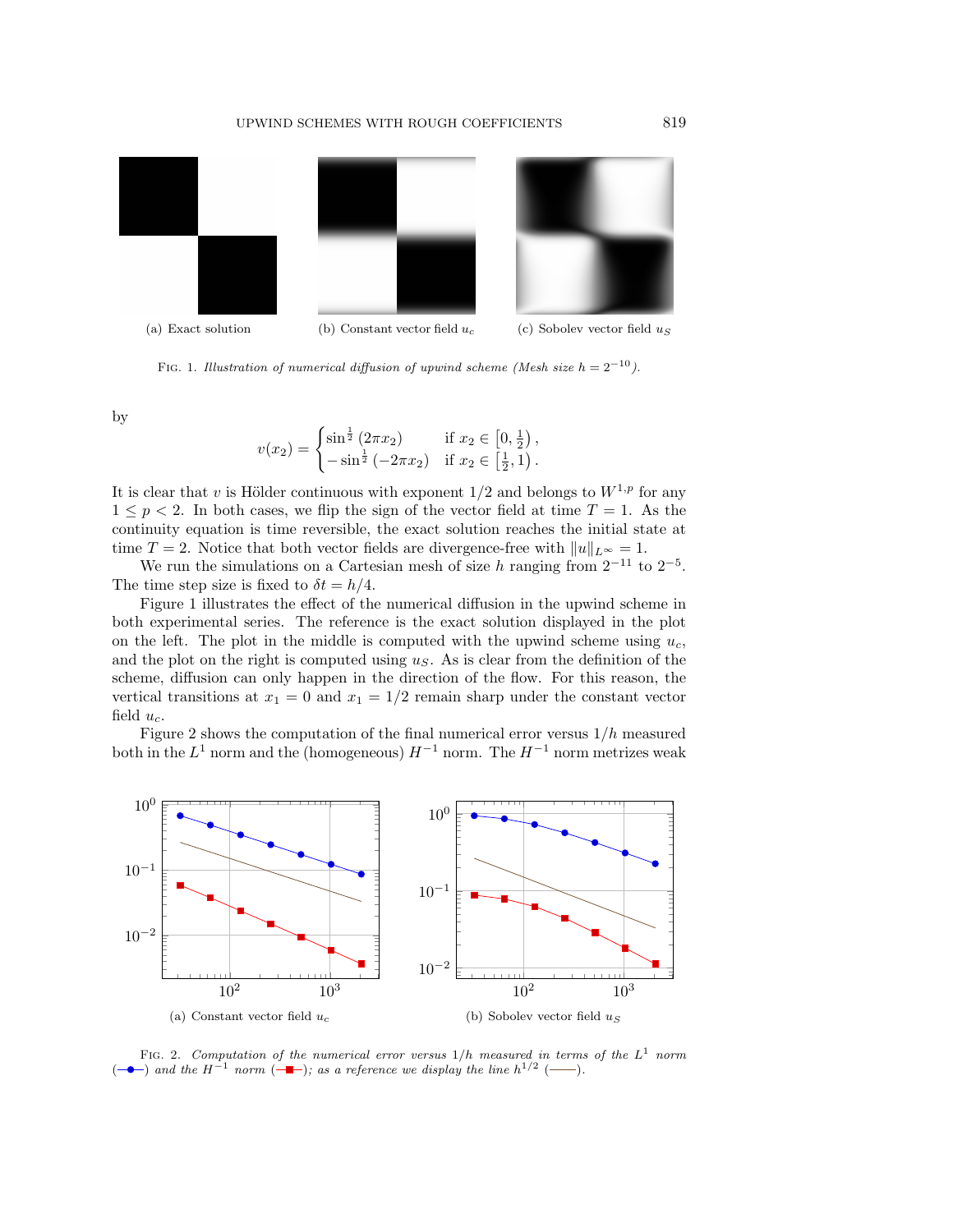(a) Exact solution

(b) Constant vector field $u_c$

(c) Sobolev vector field $u_S$

FIG. 1. *Illustration of numerical diffusion of upwind scheme (Mesh size $h = 2^{-10}$).*

by

$$v(x_2) = \begin{cases} \sin^{\frac{1}{2}}(2\pi x_2) & \text{if } x_2 \in \left[0, \frac{1}{2}\right), \\ -\sin^{\frac{1}{2}}(-2\pi x_2) & \text{if } x_2 \in \left[\frac{1}{2}, 1\right). \end{cases}$$

It is clear that $v$ is Hölder continuous with exponent $1/2$ and belongs to $W^{1,p}$ for any $1 \leq p < 2$. In both cases, we flip the sign of the vector field at time $T = 1$. As the continuity equation is time reversible, the exact solution reaches the initial state at time $T = 2$. Notice that both vector fields are divergence-free with $\|u\|_{L^\infty} = 1$.

We run the simulations on a Cartesian mesh of size $h$ ranging from $2^{-11}$ to $2^{-5}$. The time step size is fixed to $\delta t = h/4$.

Figure 1 illustrates the effect of the numerical diffusion in the upwind scheme in both experimental series. The reference is the exact solution displayed in the plot on the left. The plot in the middle is computed with the upwind scheme using $u_c$, and the plot on the right is computed using $u_S$. As is clear from the definition of the scheme, diffusion can only happen in the direction of the flow. For this reason, the vertical transitions at $x_1 = 0$ and $x_1 = 1/2$ remain sharp under the constant vector field $u_c$.

Figure 2 shows the computation of the final numerical error versus $1/h$ measured both in the $L^1$ norm and the (homogeneous) $H^{-1}$ norm. The $H^{-1}$ norm metrizes weak

(a) Constant vector field $u_c$

(b) Sobolev vector field $u_S$

FIG. 2. *Computation of the numerical error versus $1/h$ measured in terms of the $L^1$ norm (—●—) and the $H^{-1}$ norm (—■—); as a reference we display the line $h^{1/2}$ (——).*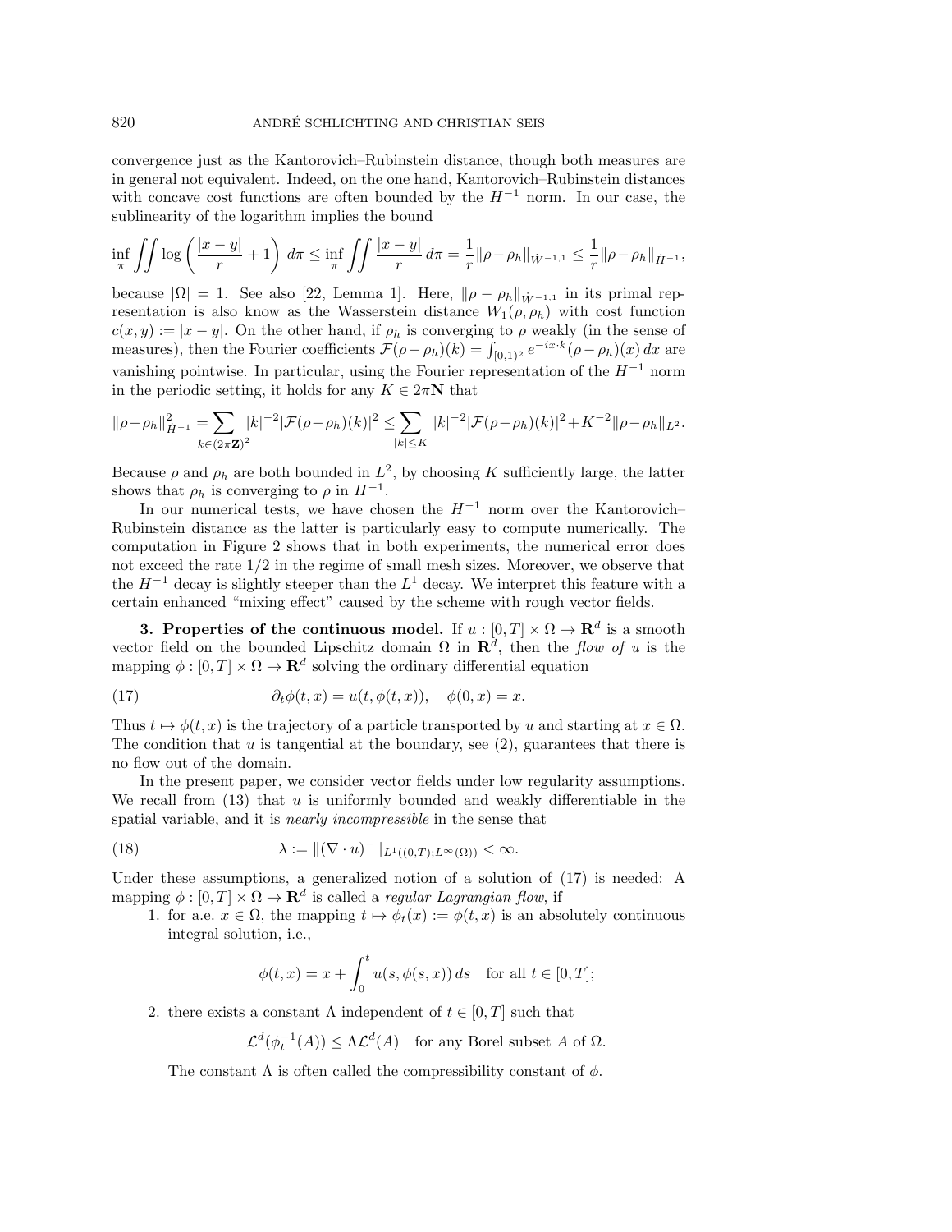convergence just as the Kantorovich–Rubinstein distance, though both measures are in general not equivalent. Indeed, on the one hand, Kantorovich–Rubinstein distances with concave cost functions are often bounded by the $H^{-1}$ norm. In our case, the sublinearity of the logarithm implies the bound

$$\inf_{\pi} \iint \log\left(\frac{|x-y|}{r}+1\right)\, d\pi \le \inf_{\pi} \iint \frac{|x-y|}{r}\, d\pi = \frac{1}{r}\|\rho-\rho_h\|_{\dot{W}^{-1,1}} \le \frac{1}{r}\|\rho-\rho_h\|_{\dot{H}^{-1}},$$

because $|\Omega| = 1$. See also [22, Lemma 1]. Here, $\|\rho-\rho_h\|_{\dot{W}^{-1,1}}$ in its primal representation is also know as the Wasserstein distance $W_1(\rho,\rho_h)$ with cost function $c(x,y) := |x-y|$. On the other hand, if $\rho_h$ is converging to $\rho$ weakly (in the sense of measures), then the Fourier coefficients $\mathcal{F}(\rho-\rho_h)(k) = \int_{[0,1)^2} e^{-ix\cdot k}(\rho-\rho_h)(x)\, dx$ are vanishing pointwise. In particular, using the Fourier representation of the $H^{-1}$ norm in the periodic setting, it holds for any $K \in 2\pi\mathbf{N}$ that

$$\|\rho-\rho_h\|_{\dot{H}^{-1}}^2 = \sum_{k\in(2\pi\mathbf{Z})^2} |k|^{-2}|\mathcal{F}(\rho-\rho_h)(k)|^2 \le \sum_{|k|\le K} |k|^{-2}|\mathcal{F}(\rho-\rho_h)(k)|^2 + K^{-2}\|\rho-\rho_h\|_{L^2}.$$

Because $\rho$ and $\rho_h$ are both bounded in $L^2$, by choosing $K$ sufficiently large, the latter shows that $\rho_h$ is converging to $\rho$ in $H^{-1}$.

In our numerical tests, we have chosen the $H^{-1}$ norm over the Kantorovich–Rubinstein distance as the latter is particularly easy to compute numerically. The computation in Figure 2 shows that in both experiments, the numerical error does not exceed the rate $1/2$ in the regime of small mesh sizes. Moreover, we observe that the $H^{-1}$ decay is slightly steeper than the $L^1$ decay. We interpret this feature with a certain enhanced "mixing effect" caused by the scheme with rough vector fields.

**3. Properties of the continuous model.** If $u : [0,T] \times \Omega \to \mathbf{R}^d$ is a smooth vector field on the bounded Lipschitz domain $\Omega$ in $\mathbf{R}^d$, then the *flow of* $u$ is the mapping $\phi : [0,T] \times \Omega \to \mathbf{R}^d$ solving the ordinary differential equation

$$\partial_t \phi(t,x) = u(t,\phi(t,x)), \quad \phi(0,x) = x. \tag{17}$$

Thus $t \mapsto \phi(t,x)$ is the trajectory of a particle transported by $u$ and starting at $x \in \Omega$. The condition that $u$ is tangential at the boundary, see (2), guarantees that there is no flow out of the domain.

In the present paper, we consider vector fields under low regularity assumptions. We recall from (13) that $u$ is uniformly bounded and weakly differentiable in the spatial variable, and it is *nearly incompressible* in the sense that

$$\lambda := \|(\nabla\cdot u)^-\|_{L^1((0,T);L^\infty(\Omega))} < \infty. \tag{18}$$

Under these assumptions, a generalized notion of a solution of (17) is needed: A mapping $\phi : [0,T] \times \Omega \to \mathbf{R}^d$ is called a *regular Lagrangian flow*, if

1. for a.e. $x \in \Omega$, the mapping $t \mapsto \phi_t(x) := \phi(t,x)$ is an absolutely continuous integral solution, i.e.,

$$\phi(t,x) = x + \int_0^t u(s,\phi(s,x))\, ds \quad \text{for all } t \in [0,T];$$

2. there exists a constant $\Lambda$ independent of $t \in [0,T]$ such that

$$\mathcal{L}^d(\phi_t^{-1}(A)) \le \Lambda \mathcal{L}^d(A) \quad \text{for any Borel subset } A \text{ of } \Omega.$$

The constant $\Lambda$ is often called the compressibility constant of $\phi$.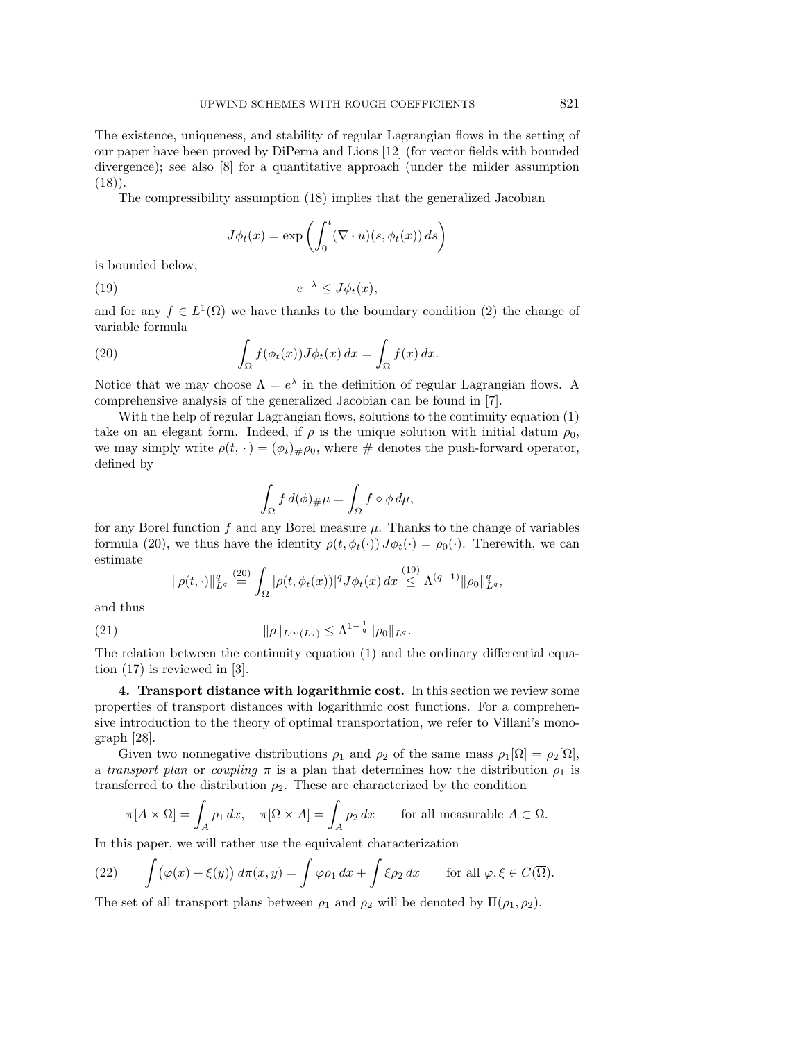The existence, uniqueness, and stability of regular Lagrangian flows in the setting of our paper have been proved by DiPerna and Lions [12] (for vector fields with bounded divergence); see also [8] for a quantitative approach (under the milder assumption (18)).

The compressibility assumption (18) implies that the generalized Jacobian

$$J\phi_t(x) = \exp\left(\int_0^t (\nabla \cdot u)(s, \phi_t(x))\, ds\right)$$

is bounded below,

$$e^{-\lambda} \leq J\phi_t(x), \tag{19}$$

and for any $f \in L^1(\Omega)$ we have thanks to the boundary condition (2) the change of variable formula

$$\int_\Omega f(\phi_t(x)) J\phi_t(x)\, dx = \int_\Omega f(x)\, dx. \tag{20}$$

Notice that we may choose $\Lambda = e^\lambda$ in the definition of regular Lagrangian flows. A comprehensive analysis of the generalized Jacobian can be found in [7].

With the help of regular Lagrangian flows, solutions to the continuity equation (1) take on an elegant form. Indeed, if $\rho$ is the unique solution with initial datum $\rho_0$, we may simply write $\rho(t, \cdot\,) = (\phi_t)_\# \rho_0$, where $\#$ denotes the push-forward operator, defined by

$$\int_\Omega f\, d(\phi)_\# \mu = \int_\Omega f \circ \phi\, d\mu,$$

for any Borel function $f$ and any Borel measure $\mu$. Thanks to the change of variables formula (20), we thus have the identity $\rho(t, \phi_t(\cdot))\, J\phi_t(\cdot) = \rho_0(\cdot)$. Therewith, we can estimate

$$\|\rho(t,\cdot)\|_{L^q}^q \overset{(20)}{=} \int_\Omega |\rho(t, \phi_t(x))|^q J\phi_t(x)\, dx \overset{(19)}{\leq} \Lambda^{(q-1)} \|\rho_0\|_{L^q}^q,$$

and thus

$$\|\rho\|_{L^\infty(L^q)} \leq \Lambda^{1-\frac{1}{q}} \|\rho_0\|_{L^q}. \tag{21}$$

The relation between the continuity equation (1) and the ordinary differential equation (17) is reviewed in [3].

**4. Transport distance with logarithmic cost.** In this section we review some properties of transport distances with logarithmic cost functions. For a comprehensive introduction to the theory of optimal transportation, we refer to Villani's monograph [28].

Given two nonnegative distributions $\rho_1$ and $\rho_2$ of the same mass $\rho_1[\Omega] = \rho_2[\Omega]$, a *transport plan* or *coupling* $\pi$ is a plan that determines how the distribution $\rho_1$ is transferred to the distribution $\rho_2$. These are characterized by the condition

$$\pi[A \times \Omega] = \int_A \rho_1\, dx, \quad \pi[\Omega \times A] = \int_A \rho_2\, dx \qquad \text{for all measurable } A \subset \Omega.$$

In this paper, we will rather use the equivalent characterization

$$\int \big(\varphi(x) + \xi(y)\big)\, d\pi(x,y) = \int \varphi \rho_1\, dx + \int \xi \rho_2\, dx \qquad \text{for all } \varphi, \xi \in C(\overline{\Omega}). \tag{22}$$

The set of all transport plans between $\rho_1$ and $\rho_2$ will be denoted by $\Pi(\rho_1, \rho_2)$.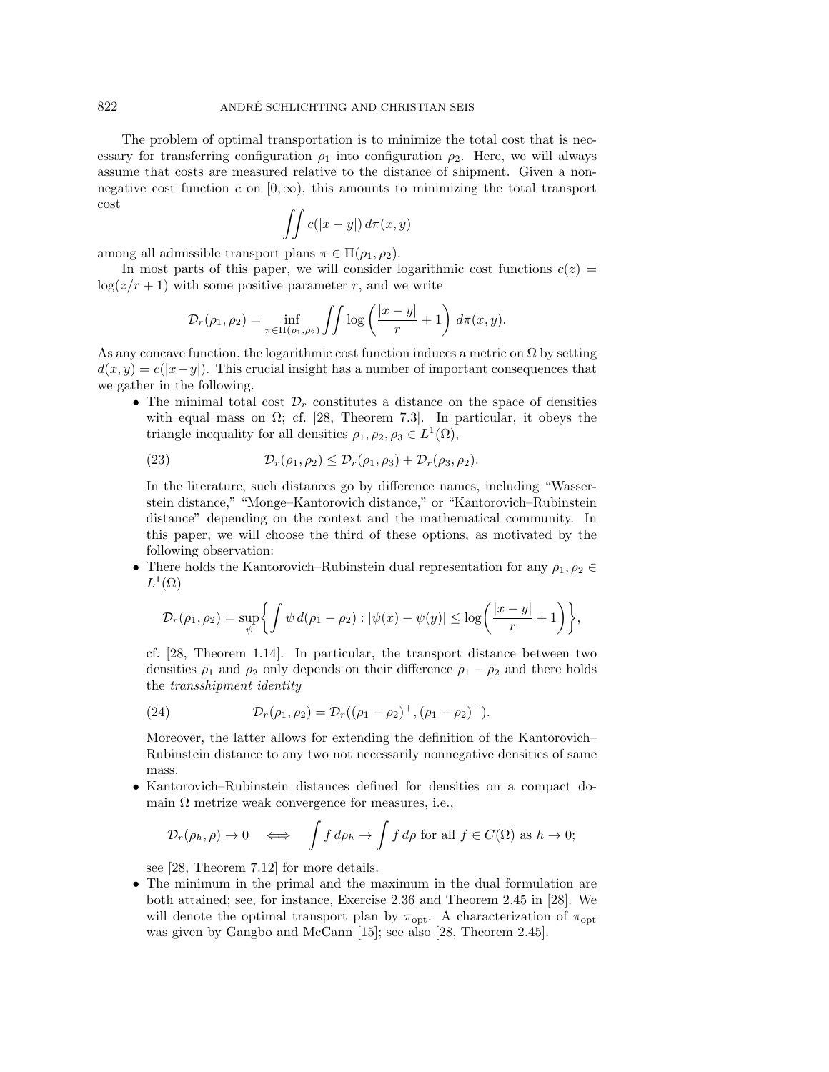The problem of optimal transportation is to minimize the total cost that is necessary for transferring configuration $\rho_1$ into configuration $\rho_2$. Here, we will always assume that costs are measured relative to the distance of shipment. Given a nonnegative cost function $c$ on $[0,\infty)$, this amounts to minimizing the total transport cost

$$\iint c(|x-y|)\,d\pi(x,y)$$

among all admissible transport plans $\pi \in \Pi(\rho_1,\rho_2)$.

In most parts of this paper, we will consider logarithmic cost functions $c(z) = \log(z/r+1)$ with some positive parameter $r$, and we write

$$\mathcal{D}_r(\rho_1,\rho_2) = \inf_{\pi\in\Pi(\rho_1,\rho_2)} \iint \log\left(\frac{|x-y|}{r}+1\right)\,d\pi(x,y).$$

As any concave function, the logarithmic cost function induces a metric on $\Omega$ by setting $d(x,y) = c(|x-y|)$. This crucial insight has a number of important consequences that we gather in the following.

- The minimal total cost $\mathcal{D}_r$ constitutes a distance on the space of densities with equal mass on $\Omega$; cf. [28, Theorem 7.3]. In particular, it obeys the triangle inequality for all densities $\rho_1,\rho_2,\rho_3 \in L^1(\Omega)$,

  $$\mathcal{D}_r(\rho_1,\rho_2) \le \mathcal{D}_r(\rho_1,\rho_3) + \mathcal{D}_r(\rho_3,\rho_2). \tag{23}$$

  In the literature, such distances go by difference names, including "Wasserstein distance," "Monge–Kantorovich distance," or "Kantorovich–Rubinstein distance" depending on the context and the mathematical community. In this paper, we will choose the third of these options, as motivated by the following observation:

- There holds the Kantorovich–Rubinstein dual representation for any $\rho_1,\rho_2 \in L^1(\Omega)$

  $$\mathcal{D}_r(\rho_1,\rho_2) = \sup_{\psi}\left\{\int \psi\,d(\rho_1-\rho_2) : |\psi(x)-\psi(y)| \le \log\left(\frac{|x-y|}{r}+1\right)\right\},$$

  cf. [28, Theorem 1.14]. In particular, the transport distance between two densities $\rho_1$ and $\rho_2$ only depends on their difference $\rho_1-\rho_2$ and there holds the *transshipment identity*

  $$\mathcal{D}_r(\rho_1,\rho_2) = \mathcal{D}_r((\rho_1-\rho_2)^+,(\rho_1-\rho_2)^-). \tag{24}$$

  Moreover, the latter allows for extending the definition of the Kantorovich–Rubinstein distance to any two not necessarily nonnegative densities of same mass.

- Kantorovich–Rubinstein distances defined for densities on a compact domain $\Omega$ metrize weak convergence for measures, i.e.,

  $$\mathcal{D}_r(\rho_h,\rho) \to 0 \quad \Longleftrightarrow \quad \int f\,d\rho_h \to \int f\,d\rho \text{ for all } f \in C(\overline{\Omega}) \text{ as } h \to 0;$$

  see [28, Theorem 7.12] for more details.

- The minimum in the primal and the maximum in the dual formulation are both attained; see, for instance, Exercise 2.36 and Theorem 2.45 in [28]. We will denote the optimal transport plan by $\pi_{\text{opt}}$. A characterization of $\pi_{\text{opt}}$ was given by Gangbo and McCann [15]; see also [28, Theorem 2.45].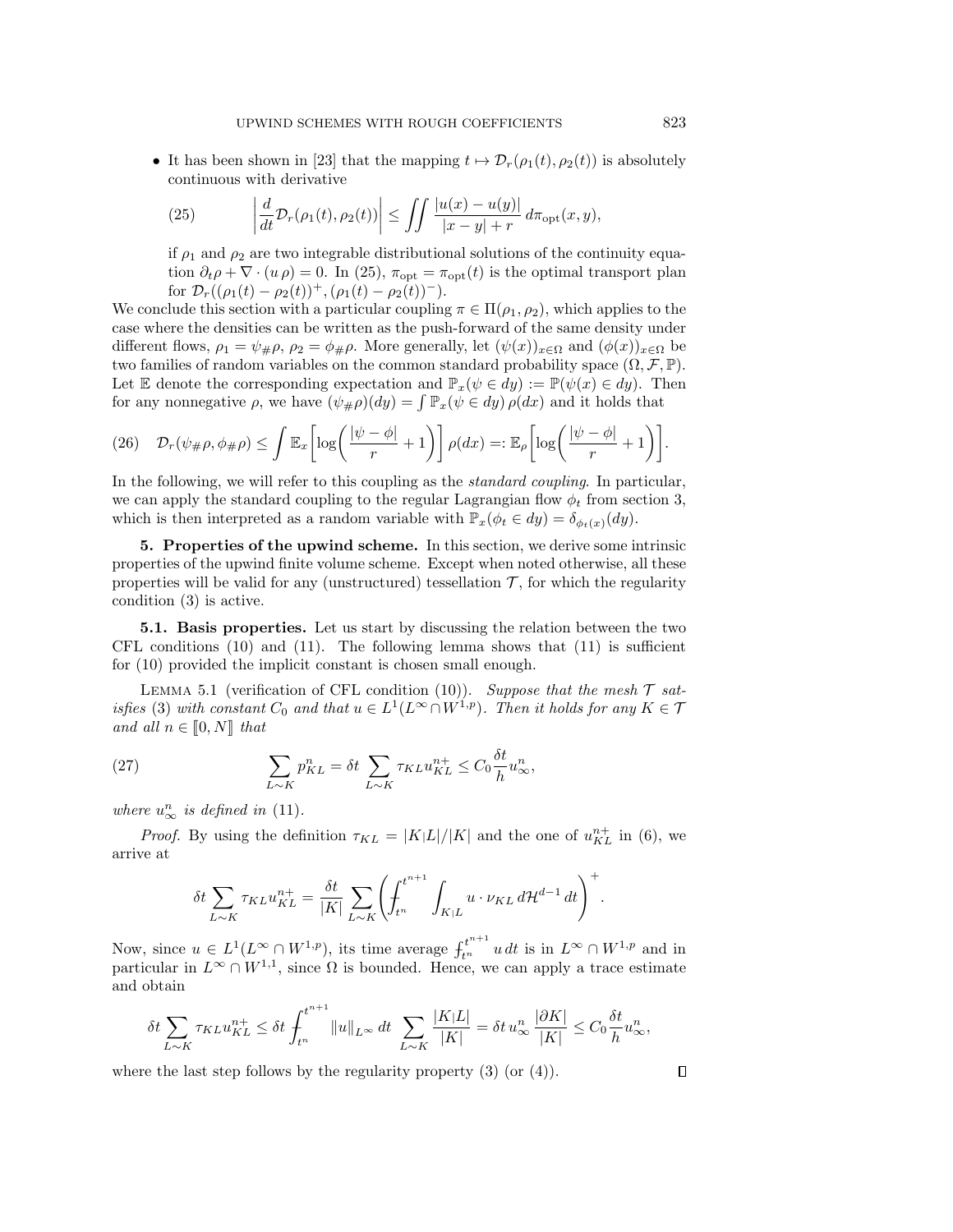- It has been shown in [23] that the mapping $t \mapsto \mathcal{D}_r(\rho_1(t), \rho_2(t))$ is absolutely continuous with derivative

$$
\left| \frac{d}{dt} \mathcal{D}_r(\rho_1(t), \rho_2(t)) \right| \leq \iint \frac{|u(x) - u(y)|}{|x - y| + r} \, d\pi_{\mathrm{opt}}(x, y), \tag{25}
$$

  if $\rho_1$ and $\rho_2$ are two integrable distributional solutions of the continuity equation $\partial_t \rho + \nabla \cdot (u\,\rho) = 0$. In (25), $\pi_{\mathrm{opt}} = \pi_{\mathrm{opt}}(t)$ is the optimal transport plan for $\mathcal{D}_r((\rho_1(t) - \rho_2(t))^+, (\rho_1(t) - \rho_2(t))^-)$.

We conclude this section with a particular coupling $\pi \in \Pi(\rho_1, \rho_2)$, which applies to the case where the densities can be written as the push-forward of the same density under different flows, $\rho_1 = \psi_\# \rho$, $\rho_2 = \phi_\# \rho$. More generally, let $(\psi(x))_{x \in \Omega}$ and $(\phi(x))_{x \in \Omega}$ be two families of random variables on the common standard probability space $(\Omega, \mathcal{F}, \mathbb{P})$. Let $\mathbb{E}$ denote the corresponding expectation and $\mathbb{P}_x(\psi \in dy) := \mathbb{P}(\psi(x) \in dy)$. Then for any nonnegative $\rho$, we have $(\psi_\# \rho)(dy) = \int \mathbb{P}_x(\psi \in dy)\, \rho(dx)$ and it holds that

$$
\mathcal{D}_r(\psi_\# \rho, \phi_\# \rho) \leq \int \mathbb{E}_x \left[ \log\left( \frac{|\psi - \phi|}{r} + 1 \right) \right] \rho(dx) =: \mathbb{E}_\rho \left[ \log\left( \frac{|\psi - \phi|}{r} + 1 \right) \right]. \tag{26}
$$

In the following, we will refer to this coupling as the *standard coupling*. In particular, we can apply the standard coupling to the regular Lagrangian flow $\phi_t$ from section 3, which is then interpreted as a random variable with $\mathbb{P}_x(\phi_t \in dy) = \delta_{\phi_t(x)}(dy)$.

## 5. Properties of the upwind scheme.

In this section, we derive some intrinsic properties of the upwind finite volume scheme. Except when noted otherwise, all these properties will be valid for any (unstructured) tessellation $\mathcal{T}$, for which the regularity condition (3) is active.

**5.1. Basis properties.** Let us start by discussing the relation between the two CFL conditions (10) and (11). The following lemma shows that (11) is sufficient for (10) provided the implicit constant is chosen small enough.

LEMMA 5.1 (verification of CFL condition (10)). *Suppose that the mesh $\mathcal{T}$ satisfies (3) with constant $C_0$ and that $u \in L^1(L^\infty \cap W^{1,p})$. Then it holds for any $K \in \mathcal{T}$ and all $n \in [\![0, N]\!]$ that*

$$
\sum_{L \sim K} p_{KL}^n = \delta t \sum_{L \sim K} \tau_{KL} u_{KL}^{n+} \leq C_0 \frac{\delta t}{h} u_\infty^n, \tag{27}
$$

*where $u_\infty^n$ is defined in (11).*

*Proof.* By using the definition $\tau_{KL} = |K|L|/|K|$ and the one of $u_{KL}^{n+}$ in (6), we arrive at

$$
\delta t \sum_{L \sim K} \tau_{KL} u_{KL}^{n+} = \frac{\delta t}{|K|} \sum_{L \sim K} \left( ⨍_{t^n}^{t^{n+1}} \int_{K|L} u \cdot \nu_{KL} \, d\mathcal{H}^{d-1} \, dt \right)^+.
$$

Now, since $u \in L^1(L^\infty \cap W^{1,p})$, its time average $⨍_{t^n}^{t^{n+1}} u\, dt$ is in $L^\infty \cap W^{1,p}$ and in particular in $L^\infty \cap W^{1,1}$, since $\Omega$ is bounded. Hence, we can apply a trace estimate and obtain

$$
\delta t \sum_{L \sim K} \tau_{KL} u_{KL}^{n+} \leq \delta t ⨍_{t^n}^{t^{n+1}} \|u\|_{L^\infty} \, dt \sum_{L \sim K} \frac{|K|L|}{|K|} = \delta t \, u_\infty^n \frac{|\partial K|}{|K|} \leq C_0 \frac{\delta t}{h} u_\infty^n,
$$

where the last step follows by the regularity property (3) (or (4)). $\square$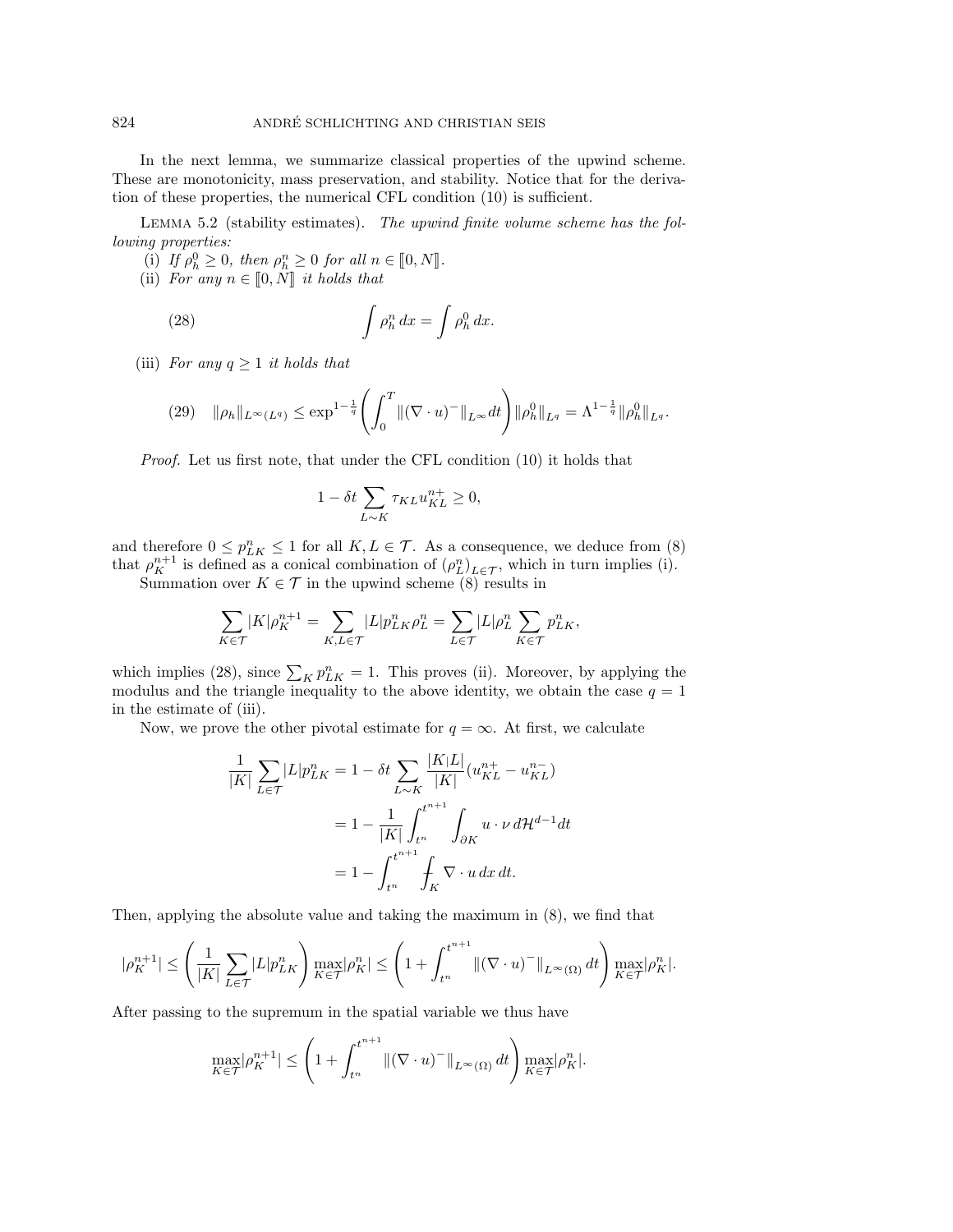In the next lemma, we summarize classical properties of the upwind scheme. These are monotonicity, mass preservation, and stability. Notice that for the derivation of these properties, the numerical CFL condition (10) is sufficient.

Lemma 5.2 (stability estimates). *The upwind finite volume scheme has the following properties:*

(i) *If $\rho_h^0 \geq 0$, then $\rho_h^n \geq 0$ for all $n \in [\![0, N]\!]$.*

(ii) *For any $n \in [\![0, N]\!]$ it holds that*

$$\int \rho_h^n \, dx = \int \rho_h^0 \, dx. \tag{28}$$

(iii) *For any $q \geq 1$ it holds that*

$$\|\rho_h\|_{L^\infty(L^q)} \leq \exp^{1-\frac{1}{q}}\left(\int_0^T \|(\nabla \cdot u)^-\|_{L^\infty} dt\right) \|\rho_h^0\|_{L^q} = \Lambda^{1-\frac{1}{q}} \|\rho_h^0\|_{L^q}. \tag{29}$$

*Proof.* Let us first note, that under the CFL condition (10) it holds that

$$1 - \delta t \sum_{L \sim K} \tau_{KL} u_{KL}^{n+} \geq 0,$$

and therefore $0 \leq p_{LK}^n \leq 1$ for all $K, L \in \mathcal{T}$. As a consequence, we deduce from (8) that $\rho_K^{n+1}$ is defined as a conical combination of $(\rho_L^n)_{L \in \mathcal{T}}$, which in turn implies (i).

Summation over $K \in \mathcal{T}$ in the upwind scheme (8) results in

$$\sum_{K \in \mathcal{T}} |K| \rho_K^{n+1} = \sum_{K,L \in \mathcal{T}} |L| p_{LK}^n \rho_L^n = \sum_{L \in \mathcal{T}} |L| \rho_L^n \sum_{K \in \mathcal{T}} p_{LK}^n,$$

which implies (28), since $\sum_K p_{LK}^n = 1$. This proves (ii). Moreover, by applying the modulus and the triangle inequality to the above identity, we obtain the case $q = 1$ in the estimate of (iii).

Now, we prove the other pivotal estimate for $q = \infty$. At first, we calculate

$$\begin{aligned}
\frac{1}{|K|} \sum_{L \in \mathcal{T}} |L| p_{LK}^n &= 1 - \delta t \sum_{L \sim K} \frac{|K_|L|}{|K|} (u_{KL}^{n+} - u_{KL}^{n-}) \\
&= 1 - \frac{1}{|K|} \int_{t^n}^{t^{n+1}} \int_{\partial K} u \cdot \nu \, d\mathcal{H}^{d-1} dt \\
&= 1 - \int_{t^n}^{t^{n+1}} \fint_K \nabla \cdot u \, dx \, dt.
\end{aligned}$$

Then, applying the absolute value and taking the maximum in (8), we find that

$$|\rho_K^{n+1}| \leq \left(\frac{1}{|K|} \sum_{L \in \mathcal{T}} |L| p_{LK}^n\right) \max_{K \in \mathcal{T}} |\rho_K^n| \leq \left(1 + \int_{t^n}^{t^{n+1}} \|(\nabla \cdot u)^-\|_{L^\infty(\Omega)} \, dt\right) \max_{K \in \mathcal{T}} |\rho_K^n|.$$

After passing to the supremum in the spatial variable we thus have

$$\max_{K \in \mathcal{T}} |\rho_K^{n+1}| \leq \left(1 + \int_{t^n}^{t^{n+1}} \|(\nabla \cdot u)^-\|_{L^\infty(\Omega)} \, dt\right) \max_{K \in \mathcal{T}} |\rho_K^n|.$$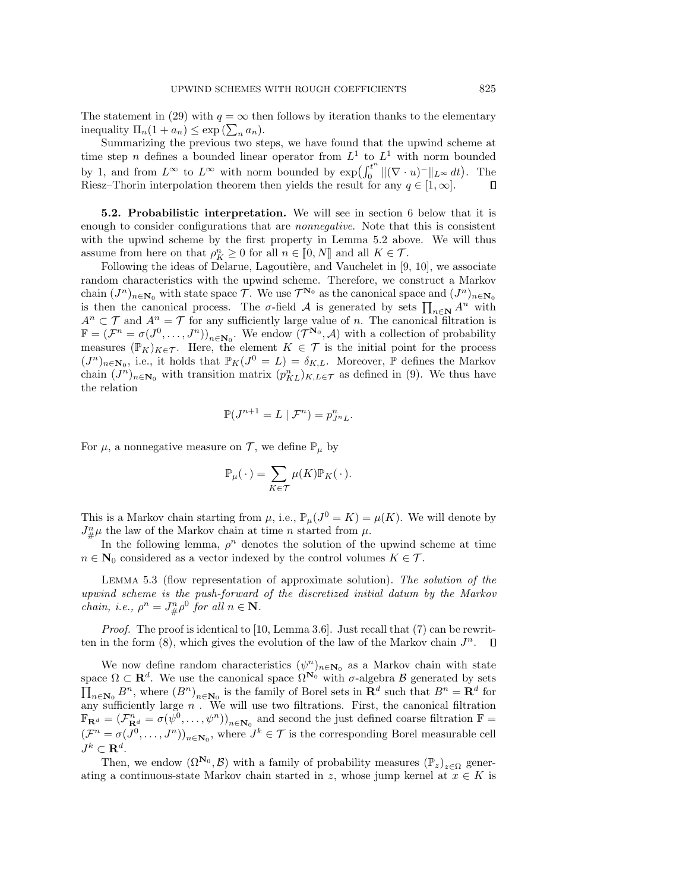The statement in (29) with $q = \infty$ then follows by iteration thanks to the elementary inequality $\Pi_n(1 + a_n) \le \exp\left(\sum_n a_n\right)$.

Summarizing the previous two steps, we have found that the upwind scheme at time step $n$ defines a bounded linear operator from $L^1$ to $L^1$ with norm bounded by 1, and from $L^\infty$ to $L^\infty$ with norm bounded by $\exp\left(\int_0^{t^n} \|(\nabla \cdot u)^-\|_{L^\infty}\, dt\right)$. The Riesz–Thorin interpolation theorem then yields the result for any $q \in [1, \infty]$. ∎

**5.2. Probabilistic interpretation.** We will see in section 6 below that it is enough to consider configurations that are *nonnegative*. Note that this is consistent with the upwind scheme by the first property in Lemma 5.2 above. We will thus assume from here on that $\rho_K^n \ge 0$ for all $n \in [\![0, N]\!]$ and all $K \in \mathcal{T}$.

Following the ideas of Delarue, Lagoutière, and Vauchelet in [9, 10], we associate random characteristics with the upwind scheme. Therefore, we construct a Markov chain $(J^n)_{n\in\mathbf{N}_0}$ with state space $\mathcal{T}$. We use $\mathcal{T}^{\mathbf{N}_0}$ as the canonical space and $(J^n)_{n\in\mathbf{N}_0}$ is then the canonical process. The $\sigma$-field $\mathcal{A}$ is generated by sets $\prod_{n\in\mathbf{N}} A^n$ with $A^n \subset \mathcal{T}$ and $A^n = \mathcal{T}$ for any sufficiently large value of $n$. The canonical filtration is $\mathbb{F} = (\mathcal{F}^n = \sigma(J^0, \ldots, J^n))_{n\in\mathbf{N}_0}$. We endow $(\mathcal{T}^{\mathbf{N}_0}, \mathcal{A})$ with a collection of probability measures $(\mathbb{P}_K)_{K\in\mathcal{T}}$. Here, the element $K \in \mathcal{T}$ is the initial point for the process $(J^n)_{n\in\mathbf{N}_0}$, i.e., it holds that $\mathbb{P}_K(J^0 = L) = \delta_{K,L}$. Moreover, $\mathbb{P}$ defines the Markov chain $(J^n)_{n\in\mathbf{N}_0}$ with transition matrix $(p_{KL}^n)_{K,L\in\mathcal{T}}$ as defined in (9). We thus have the relation

$$\mathbb{P}(J^{n+1} = L \mid \mathcal{F}^n) = p_{J^n L}^n.$$

For $\mu$, a nonnegative measure on $\mathcal{T}$, we define $\mathbb{P}_\mu$ by

$$\mathbb{P}_\mu(\,\cdot\,) = \sum_{K\in\mathcal{T}} \mu(K)\mathbb{P}_K(\,\cdot\,).$$

This is a Markov chain starting from $\mu$, i.e., $\mathbb{P}_\mu(J^0 = K) = \mu(K)$. We will denote by $J_\#^n \mu$ the law of the Markov chain at time $n$ started from $\mu$.

In the following lemma, $\rho^n$ denotes the solution of the upwind scheme at time $n \in \mathbf{N}_0$ considered as a vector indexed by the control volumes $K \in \mathcal{T}$.

Lemma 5.3 (flow representation of approximate solution). *The solution of the upwind scheme is the push-forward of the discretized initial datum by the Markov chain, i.e., $\rho^n = J_\#^n \rho^0$ for all $n \in \mathbf{N}$.*

*Proof.* The proof is identical to [10, Lemma 3.6]. Just recall that (7) can be rewritten in the form (8), which gives the evolution of the law of the Markov chain $J^n$. ∎

We now define random characteristics $(\psi^n)_{n\in\mathbf{N}_0}$ as a Markov chain with state space $\Omega \subset \mathbf{R}^d$. We use the canonical space $\Omega^{\mathbf{N}_0}$ with $\sigma$-algebra $\mathcal{B}$ generated by sets $\prod_{n\in\mathbf{N}_0} B^n$, where $(B^n)_{n\in\mathbf{N}_0}$ is the family of Borel sets in $\mathbf{R}^d$ such that $B^n = \mathbf{R}^d$ for any sufficiently large $n$ . We will use two filtrations. First, the canonical filtration $\mathbb{F}_{\mathbf{R}^d} = (\mathcal{F}_{\mathbf{R}^d}^n = \sigma(\psi^0, \ldots, \psi^n))_{n\in\mathbf{N}_0}$ and second the just defined coarse filtration $\mathbb{F} = (\mathcal{F}^n = \sigma(J^0, \ldots, J^n))_{n\in\mathbf{N}_0}$, where $J^k \in \mathcal{T}$ is the corresponding Borel measurable cell $J^k \subset \mathbf{R}^d$.

Then, we endow $(\Omega^{\mathbf{N}_0}, \mathcal{B})$ with a family of probability measures $(\mathbb{P}_z)_{z\in\Omega}$ generating a continuous-state Markov chain started in $z$, whose jump kernel at $x \in K$ is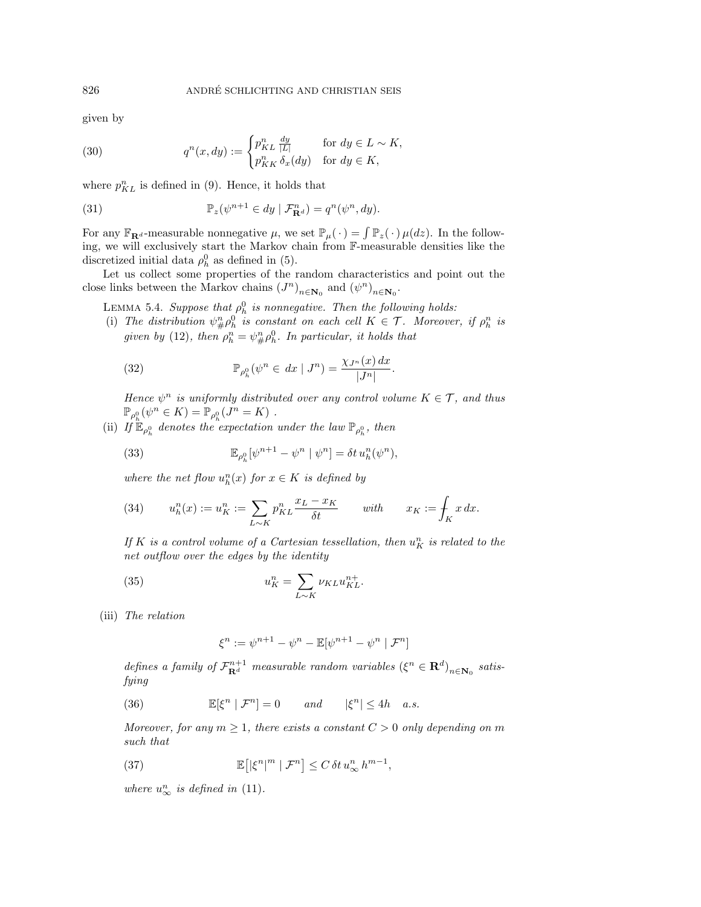given by

$$
q^n(x, dy) := \begin{cases} p_{KL}^n \frac{dy}{|L|} & \text{for } dy \in L \sim K, \\ p_{KK}^n \, \delta_x(dy) & \text{for } dy \in K, \end{cases} \tag{30}
$$

where $p_{KL}^n$ is defined in (9). Hence, it holds that

$$
\mathbb{P}_z(\psi^{n+1} \in dy \mid \mathcal{F}_{\mathbf{R}^d}^n) = q^n(\psi^n, dy). \tag{31}
$$

For any $\mathbb{F}_{\mathbf{R}^d}$-measurable nonnegative $\mu$, we set $\mathbb{P}_\mu(\,\cdot\,) = \int \mathbb{P}_z(\,\cdot\,)\, \mu(dz)$. In the following, we will exclusively start the Markov chain from $\mathbb{F}$-measurable densities like the discretized initial data $\rho_h^0$ as defined in (5).

Let us collect some properties of the random characteristics and point out the close links between the Markov chains $(J^n)_{n\in\mathbf{N}_0}$ and $(\psi^n)_{n\in\mathbf{N}_0}$.

Lemma 5.4. *Suppose that $\rho_h^0$ is nonnegative. Then the following holds:*

(i) *The distribution $\psi^n_\# \rho_h^0$ is constant on each cell $K \in \mathcal{T}$. Moreover, if $\rho_h^n$ is given by (12), then $\rho_h^n = \psi^n_\# \rho_h^0$. In particular, it holds that*

$$
\mathbb{P}_{\rho_h^0}(\psi^n \in dx \mid J^n) = \frac{\chi_{J^n}(x)\, dx}{|J^n|}. \tag{32}
$$

*Hence $\psi^n$ is uniformly distributed over any control volume $K \in \mathcal{T}$, and thus $\mathbb{P}_{\rho_h^0}(\psi^n \in K) = \mathbb{P}_{\rho_h^0}(J^n = K)$ .*

(ii) *If $\mathbb{E}_{\rho_h^0}$ denotes the expectation under the law $\mathbb{P}_{\rho_h^0}$, then*

$$
\mathbb{E}_{\rho_h^0}[\psi^{n+1} - \psi^n \mid \psi^n] = \delta t\, u_h^n(\psi^n), \tag{33}
$$

*where the net flow $u_h^n(x)$ for $x \in K$ is defined by*

$$
u_h^n(x) := u_K^n := \sum_{L\sim K} p_{KL}^n \frac{x_L - x_K}{\delta t} \qquad \text{with} \qquad x_K := \fint_K x\, dx. \tag{34}
$$

*If $K$ is a control volume of a Cartesian tessellation, then $u_K^n$ is related to the net outflow over the edges by the identity*

$$
u_K^n = \sum_{L\sim K} \nu_{KL} u_{KL}^{n+}. \tag{35}
$$

(iii) *The relation*

$$
\xi^n := \psi^{n+1} - \psi^n - \mathbb{E}[\psi^{n+1} - \psi^n \mid \mathcal{F}^n]
$$

*defines a family of $\mathcal{F}_{\mathbf{R}^d}^{n+1}$ measurable random variables $(\xi^n \in \mathbf{R}^d)_{n\in\mathbf{N}_0}$ satisfying*

$$
\mathbb{E}[\xi^n \mid \mathcal{F}^n] = 0 \qquad \text{and} \qquad |\xi^n| \le 4h \quad \text{a.s.} \tag{36}
$$

*Moreover, for any $m \ge 1$, there exists a constant $C > 0$ only depending on $m$ such that*

$$
\mathbb{E}\big[|\xi^n|^m \mid \mathcal{F}^n\big] \le C\, \delta t\, u_\infty^n\, h^{m-1}, \tag{37}
$$

*where $u_\infty^n$ is defined in (11).*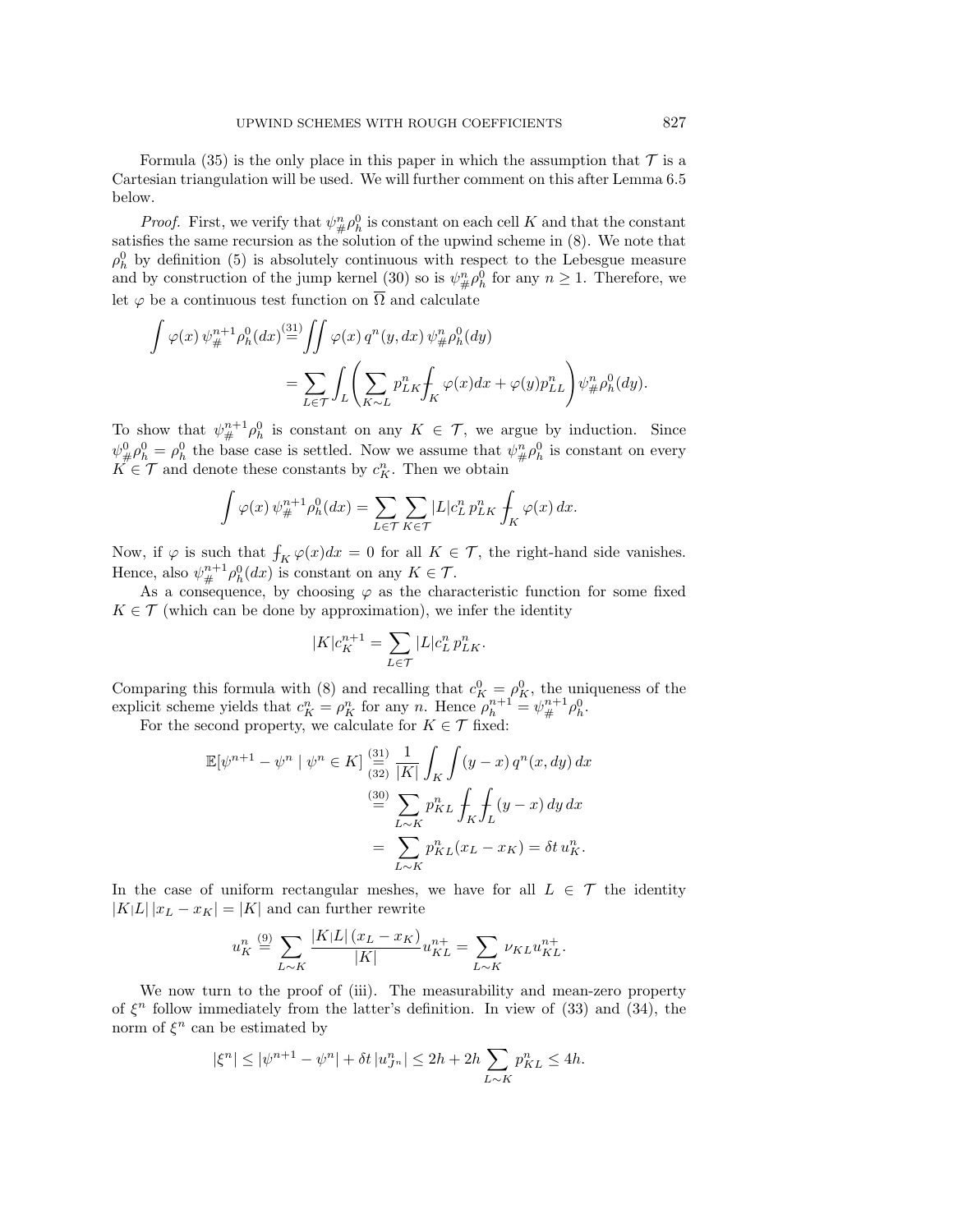Formula (35) is the only place in this paper in which the assumption that $\mathcal{T}$ is a Cartesian triangulation will be used. We will further comment on this after Lemma 6.5 below.

*Proof.* First, we verify that $\psi^n_\# \rho^0_h$ is constant on each cell $K$ and that the constant satisfies the same recursion as the solution of the upwind scheme in (8). We note that $\rho^0_h$ by definition (5) is absolutely continuous with respect to the Lebesgue measure and by construction of the jump kernel (30) so is $\psi^n_\# \rho^0_h$ for any $n \geq 1$. Therefore, we let $\varphi$ be a continuous test function on $\overline{\Omega}$ and calculate

$$\begin{aligned}
\int \varphi(x)\, \psi^{n+1}_\# \rho^0_h(dx) &\overset{(31)}{=} \iint \varphi(x)\, q^n(y,dx)\, \psi^n_\# \rho^0_h(dy) \\
&= \sum_{L\in\mathcal{T}} \int_L \left( \sum_{K\sim L} p^n_{LK} \fint_K \varphi(x) dx + \varphi(y) p^n_{LL} \right) \psi^n_\# \rho^0_h(dy).
\end{aligned}$$

To show that $\psi^{n+1}_\# \rho^0_h$ is constant on any $K \in \mathcal{T}$, we argue by induction. Since $\psi^0_\# \rho^0_h = \rho^0_h$ the base case is settled. Now we assume that $\psi^n_\# \rho^0_h$ is constant on every $K \in \mathcal{T}$ and denote these constants by $c^n_K$. Then we obtain

$$\int \varphi(x)\, \psi^{n+1}_\# \rho^0_h(dx) = \sum_{L\in\mathcal{T}} \sum_{K\in\mathcal{T}} |L| c^n_L\, p^n_{LK} \fint_K \varphi(x)\, dx.$$

Now, if $\varphi$ is such that $\fint_K \varphi(x) dx = 0$ for all $K \in \mathcal{T}$, the right-hand side vanishes. Hence, also $\psi^{n+1}_\# \rho^0_h(dx)$ is constant on any $K \in \mathcal{T}$.

As a consequence, by choosing $\varphi$ as the characteristic function for some fixed $K \in \mathcal{T}$ (which can be done by approximation), we infer the identity

$$|K| c^{n+1}_K = \sum_{L\in\mathcal{T}} |L| c^n_L\, p^n_{LK}.$$

Comparing this formula with (8) and recalling that $c^0_K = \rho^0_K$, the uniqueness of the explicit scheme yields that $c^n_K = \rho^n_K$ for any $n$. Hence $\rho^{n+1}_h = \psi^{n+1}_\# \rho^0_h$.

For the second property, we calculate for $K \in \mathcal{T}$ fixed:

$$\begin{aligned}
\mathbb{E}[\psi^{n+1} - \psi^n \mid \psi^n \in K] &\underset{(32)}{\overset{(31)}{=}} \frac{1}{|K|} \int_K \int (y-x)\, q^n(x,dy)\, dx \\
&\overset{(30)}{=} \sum_{L\sim K} p^n_{KL} \fint_K \fint_L (y-x)\, dy\, dx \\
&= \sum_{L\sim K} p^n_{KL} (x_L - x_K) = \delta t\, u^n_K.
\end{aligned}$$

In the case of uniform rectangular meshes, we have for all $L \in \mathcal{T}$ the identity $|K|L|\, |x_L - x_K| = |K|$ and can further rewrite

$$u^n_K \overset{(9)}{=} \sum_{L\sim K} \frac{|K|L|\,(x_L - x_K)}{|K|} u^{n+}_{KL} = \sum_{L\sim K} \nu_{KL} u^{n+}_{KL}.$$

We now turn to the proof of (iii). The measurability and mean-zero property of $\xi^n$ follow immediately from the latter's definition. In view of (33) and (34), the norm of $\xi^n$ can be estimated by

$$|\xi^n| \leq |\psi^{n+1} - \psi^n| + \delta t\, |u^n_{J^n}| \leq 2h + 2h \sum_{L\sim K} p^n_{KL} \leq 4h.$$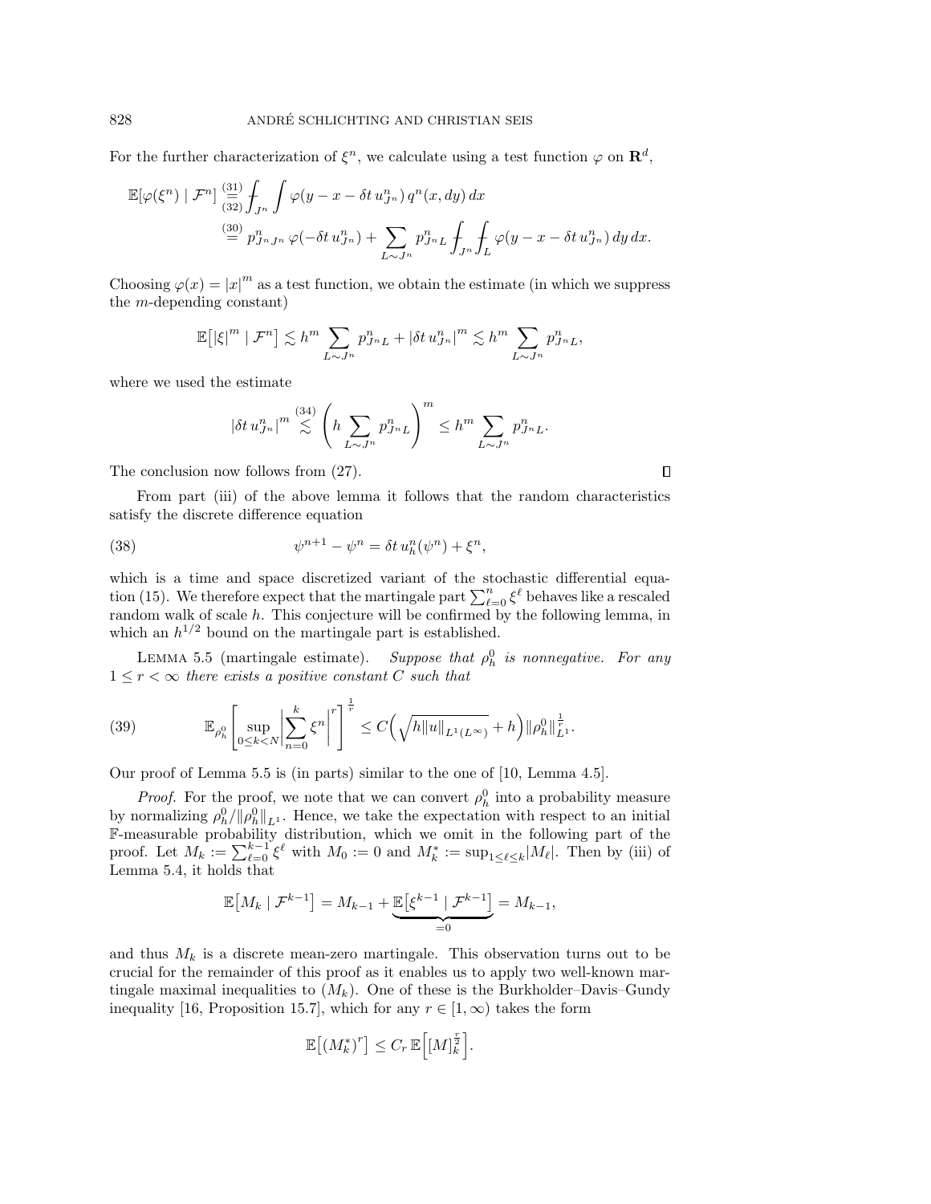For the further characterization of $\xi^n$, we calculate using a test function $\varphi$ on $\mathbf{R}^d$,

$$\mathbb{E}[\varphi(\xi^n) \mid \mathcal{F}^n] \overset{(31)}{\underset{(32)}{=}} \fint_{J^n} \int \varphi(y - x - \delta t\, u^n_{J^n})\, q^n(x, dy)\, dx$$

$$\overset{(30)}{=} p^n_{J^n J^n}\, \varphi(-\delta t\, u^n_{J^n}) + \sum_{L \sim J^n} p^n_{J^n L} \fint_{J^n} \fint_{L} \varphi(y - x - \delta t\, u^n_{J^n})\, dy\, dx.$$

Choosing $\varphi(x) = |x|^m$ as a test function, we obtain the estimate (in which we suppress the $m$-depending constant)

$$\mathbb{E}\big[|\xi|^m \mid \mathcal{F}^n\big] \lesssim h^m \sum_{L \sim J^n} p^n_{J^n L} + |\delta t\, u^n_{J^n}|^m \lesssim h^m \sum_{L \sim J^n} p^n_{J^n L},$$

where we used the estimate

$$|\delta t\, u^n_{J^n}|^m \overset{(34)}{\lesssim} \left( h \sum_{L \sim J^n} p^n_{J^n L} \right)^m \leq h^m \sum_{L \sim J^n} p^n_{J^n L}.$$

The conclusion now follows from (27). $\square$

From part (iii) of the above lemma it follows that the random characteristics satisfy the discrete difference equation

$$\psi^{n+1} - \psi^n = \delta t\, u^n_h(\psi^n) + \xi^n, \tag{38}$$

which is a time and space discretized variant of the stochastic differential equation (15). We therefore expect that the martingale part $\sum_{\ell=0}^n \xi^\ell$ behaves like a rescaled random walk of scale $h$. This conjecture will be confirmed by the following lemma, in which an $h^{1/2}$ bound on the martingale part is established.

Lemma 5.5 (martingale estimate). *Suppose that $\rho^0_h$ is nonnegative. For any $1 \leq r < \infty$ there exists a positive constant $C$ such that*

$$\mathbb{E}_{\rho^0_h}\left[ \sup_{0 \leq k < N} \left| \sum_{n=0}^k \xi^n \right|^r \right]^{\frac{1}{r}} \leq C\Big( \sqrt{h \|u\|_{L^1(L^\infty)}} + h \Big) \|\rho^0_h\|^{\frac{1}{r}}_{L^1}. \tag{39}$$

Our proof of Lemma 5.5 is (in parts) similar to the one of [10, Lemma 4.5].

*Proof.* For the proof, we note that we can convert $\rho^0_h$ into a probability measure by normalizing $\rho^0_h / \|\rho^0_h\|_{L^1}$. Hence, we take the expectation with respect to an initial $\mathbb{F}$-measurable probability distribution, which we omit in the following part of the proof. Let $M_k := \sum_{\ell=0}^{k-1} \xi^\ell$ with $M_0 := 0$ and $M^*_k := \sup_{1 \leq \ell \leq k} |M_\ell|$. Then by (iii) of Lemma 5.4, it holds that

$$\mathbb{E}\big[M_k \mid \mathcal{F}^{k-1}\big] = M_{k-1} + \underbrace{\mathbb{E}\big[\xi^{k-1} \mid \mathcal{F}^{k-1}\big]}_{=0} = M_{k-1},$$

and thus $M_k$ is a discrete mean-zero martingale. This observation turns out to be crucial for the remainder of this proof as it enables us to apply two well-known martingale maximal inequalities to $(M_k)$. One of these is the Burkholder–Davis–Gundy inequality [16, Proposition 15.7], which for any $r \in [1, \infty)$ takes the form

$$\mathbb{E}\big[(M^*_k)^r\big] \leq C_r\, \mathbb{E}\Big[[M]^{\frac{r}{2}}_k\Big].$$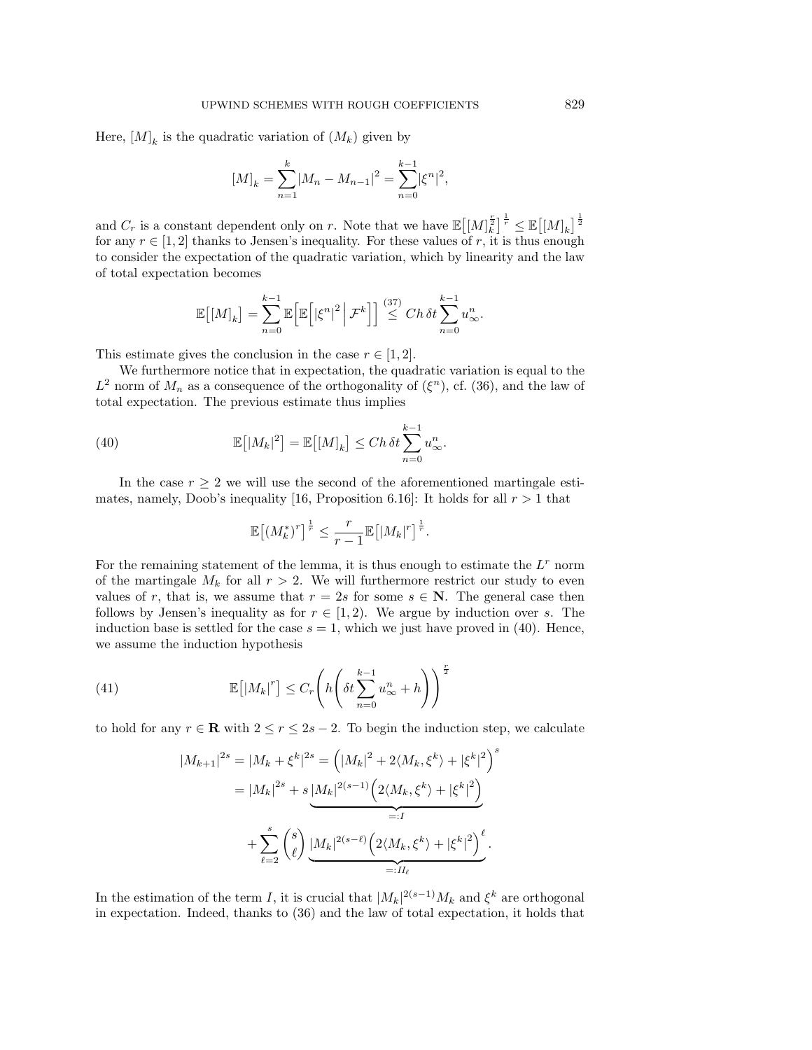Here, $[M]_k$ is the quadratic variation of $(M_k)$ given by

$$[M]_k = \sum_{n=1}^{k} |M_n - M_{n-1}|^2 = \sum_{n=0}^{k-1} |\xi^n|^2,$$

and $C_r$ is a constant dependent only on $r$. Note that we have $\mathbb{E}\big[[M]_k^{\frac{r}{2}}\big]^{\frac{1}{r}} \leq \mathbb{E}\big[[M]_k\big]^{\frac{1}{2}}$ for any $r \in [1,2]$ thanks to Jensen's inequality. For these values of $r$, it is thus enough to consider the expectation of the quadratic variation, which by linearity and the law of total expectation becomes

$$\mathbb{E}\big[[M]_k\big] = \sum_{n=0}^{k-1} \mathbb{E}\Big[\mathbb{E}\Big[|\xi^n|^2 \,\Big|\, \mathcal{F}^k\Big]\Big] \overset{(37)}{\leq} Ch\,\delta t \sum_{n=0}^{k-1} u_\infty^n.$$

This estimate gives the conclusion in the case $r \in [1,2]$.

We furthermore notice that in expectation, the quadratic variation is equal to the $L^2$ norm of $M_n$ as a consequence of the orthogonality of $(\xi^n)$, cf. (36), and the law of total expectation. The previous estimate thus implies

$$\mathbb{E}\big[|M_k|^2\big] = \mathbb{E}\big[[M]_k\big] \leq Ch\,\delta t \sum_{n=0}^{k-1} u_\infty^n. \tag{40}$$

In the case $r \geq 2$ we will use the second of the aforementioned martingale estimates, namely, Doob's inequality [16, Proposition 6.16]: It holds for all $r > 1$ that

$$\mathbb{E}\big[(M_k^*)^r\big]^{\frac{1}{r}} \leq \frac{r}{r-1}\mathbb{E}\big[|M_k|^r\big]^{\frac{1}{r}}.$$

For the remaining statement of the lemma, it is thus enough to estimate the $L^r$ norm of the martingale $M_k$ for all $r > 2$. We will furthermore restrict our study to even values of $r$, that is, we assume that $r = 2s$ for some $s \in \mathbf{N}$. The general case then follows by Jensen's inequality as for $r \in [1,2)$. We argue by induction over $s$. The induction base is settled for the case $s = 1$, which we just have proved in (40). Hence, we assume the induction hypothesis

$$\mathbb{E}\big[|M_k|^r\big] \leq C_r\left(h\left(\delta t \sum_{n=0}^{k-1} u_\infty^n + h\right)\right)^{\frac{r}{2}} \tag{41}$$

to hold for any $r \in \mathbf{R}$ with $2 \leq r \leq 2s - 2$. To begin the induction step, we calculate

$$\begin{aligned}
|M_{k+1}|^{2s} &= |M_k + \xi^k|^{2s} = \Big(|M_k|^2 + 2\langle M_k, \xi^k\rangle + |\xi^k|^2\Big)^s \\
&= |M_k|^{2s} + s\,\underbrace{|M_k|^{2(s-1)}\Big(2\langle M_k, \xi^k\rangle + |\xi^k|^2\Big)}_{=:I} \\
&\quad + \sum_{\ell=2}^{s} \binom{s}{\ell} \underbrace{|M_k|^{2(s-\ell)}\Big(2\langle M_k, \xi^k\rangle + |\xi^k|^2\Big)^\ell}_{=:II_\ell}.
\end{aligned}$$

In the estimation of the term $I$, it is crucial that $|M_k|^{2(s-1)}M_k$ and $\xi^k$ are orthogonal in expectation. Indeed, thanks to (36) and the law of total expectation, it holds that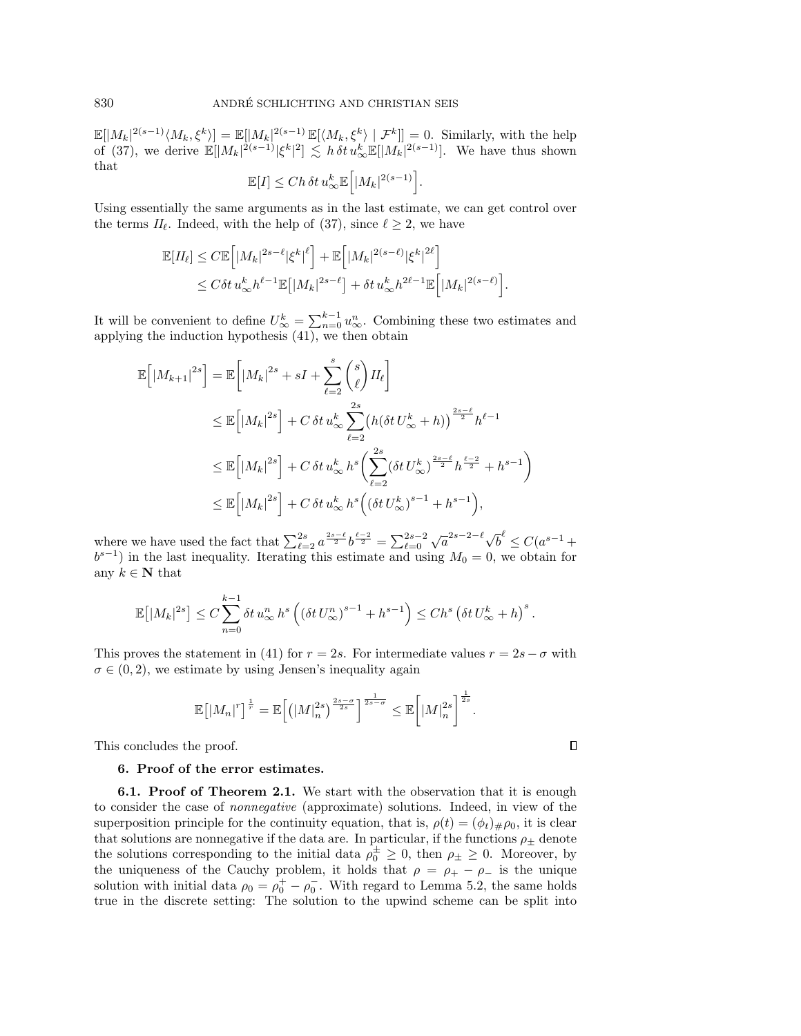$\mathbb{E}[|M_k|^{2(s-1)}\langle M_k, \xi^k\rangle] = \mathbb{E}[|M_k|^{2(s-1)}\,\mathbb{E}[\langle M_k, \xi^k\rangle \mid \mathcal{F}^k]] = 0$. Similarly, with the help of (37), we derive $\mathbb{E}[|M_k|^{2(s-1)}|\xi^k|^2] \lesssim h\,\delta t\, u_\infty^k \mathbb{E}[|M_k|^{2(s-1)}]$. We have thus shown that

$$\mathbb{E}[I] \le Ch\,\delta t\, u_\infty^k \mathbb{E}\Big[|M_k|^{2(s-1)}\Big].$$

Using essentially the same arguments as in the last estimate, we can get control over the terms $II_\ell$. Indeed, with the help of (37), since $\ell \ge 2$, we have

$$\begin{aligned}
\mathbb{E}[II_\ell] &\le C\mathbb{E}\Big[|M_k|^{2s-\ell}|\xi^k|^\ell\Big] + \mathbb{E}\Big[|M_k|^{2(s-\ell)}|\xi^k|^{2\ell}\Big] \\
&\le C\delta t\, u_\infty^k h^{\ell-1}\mathbb{E}\big[|M_k|^{2s-\ell}\big] + \delta t\, u_\infty^k h^{2\ell-1}\mathbb{E}\Big[|M_k|^{2(s-\ell)}\Big].
\end{aligned}$$

It will be convenient to define $U_\infty^k = \sum_{n=0}^{k-1} u_\infty^n$. Combining these two estimates and applying the induction hypothesis (41), we then obtain

$$\begin{aligned}
\mathbb{E}\Big[|M_{k+1}|^{2s}\Big] &= \mathbb{E}\Bigg[|M_k|^{2s} + sI + \sum_{\ell=2}^{s}\binom{s}{\ell} II_\ell\Bigg] \\
&\le \mathbb{E}\Big[|M_k|^{2s}\Big] + C\,\delta t\, u_\infty^k \sum_{\ell=2}^{2s}\big(h(\delta t\, U_\infty^k + h)\big)^{\frac{2s-\ell}{2}} h^{\ell-1} \\
&\le \mathbb{E}\Big[|M_k|^{2s}\Big] + C\,\delta t\, u_\infty^k\, h^s\Bigg(\sum_{\ell=2}^{2s}(\delta t\, U_\infty^k)^{\frac{2s-\ell}{2}} h^{\frac{\ell-2}{2}} + h^{s-1}\Bigg) \\
&\le \mathbb{E}\Big[|M_k|^{2s}\Big] + C\,\delta t\, u_\infty^k\, h^s\Big((\delta t\, U_\infty^k)^{s-1} + h^{s-1}\Big),
\end{aligned}$$

where we have used the fact that $\sum_{\ell=2}^{2s} a^{\frac{2s-\ell}{2}} b^{\frac{\ell-2}{2}} = \sum_{\ell=0}^{2s-2}\sqrt{a}^{2s-2-\ell}\sqrt{b}^{\ell} \le C(a^{s-1} + b^{s-1})$ in the last inequality. Iterating this estimate and using $M_0 = 0$, we obtain for any $k \in \mathbf{N}$ that

$$\mathbb{E}\big[|M_k|^{2s}\big] \le C\sum_{n=0}^{k-1}\delta t\, u_\infty^n\, h^s\left((\delta t\, U_\infty^n)^{s-1} + h^{s-1}\right) \le Ch^s\left(\delta t\, U_\infty^k + h\right)^s.$$

This proves the statement in (41) for $r = 2s$. For intermediate values $r = 2s - \sigma$ with $\sigma \in (0,2)$, we estimate by using Jensen's inequality again

$$\mathbb{E}\big[|M_n|^r\big]^{\frac{1}{r}} = \mathbb{E}\Big[\big(|M|_n^{2s}\big)^{\frac{2s-\sigma}{2s}}\Big]^{\frac{1}{2s-\sigma}} \le \mathbb{E}\Big[|M|_n^{2s}\Big]^{\frac{1}{2s}}.$$

This concludes the proof. ∎

### 6. Proof of the error estimates.

**6.1. Proof of Theorem 2.1.** We start with the observation that it is enough to consider the case of *nonnegative* (approximate) solutions. Indeed, in view of the superposition principle for the continuity equation, that is, $\rho(t) = (\phi_t)_\#\rho_0$, it is clear that solutions are nonnegative if the data are. In particular, if the functions $\rho_\pm$ denote the solutions corresponding to the initial data $\rho_0^\pm \ge 0$, then $\rho_\pm \ge 0$. Moreover, by the uniqueness of the Cauchy problem, it holds that $\rho = \rho_+ - \rho_-$ is the unique solution with initial data $\rho_0 = \rho_0^+ - \rho_0^-$. With regard to Lemma 5.2, the same holds true in the discrete setting: The solution to the upwind scheme can be split into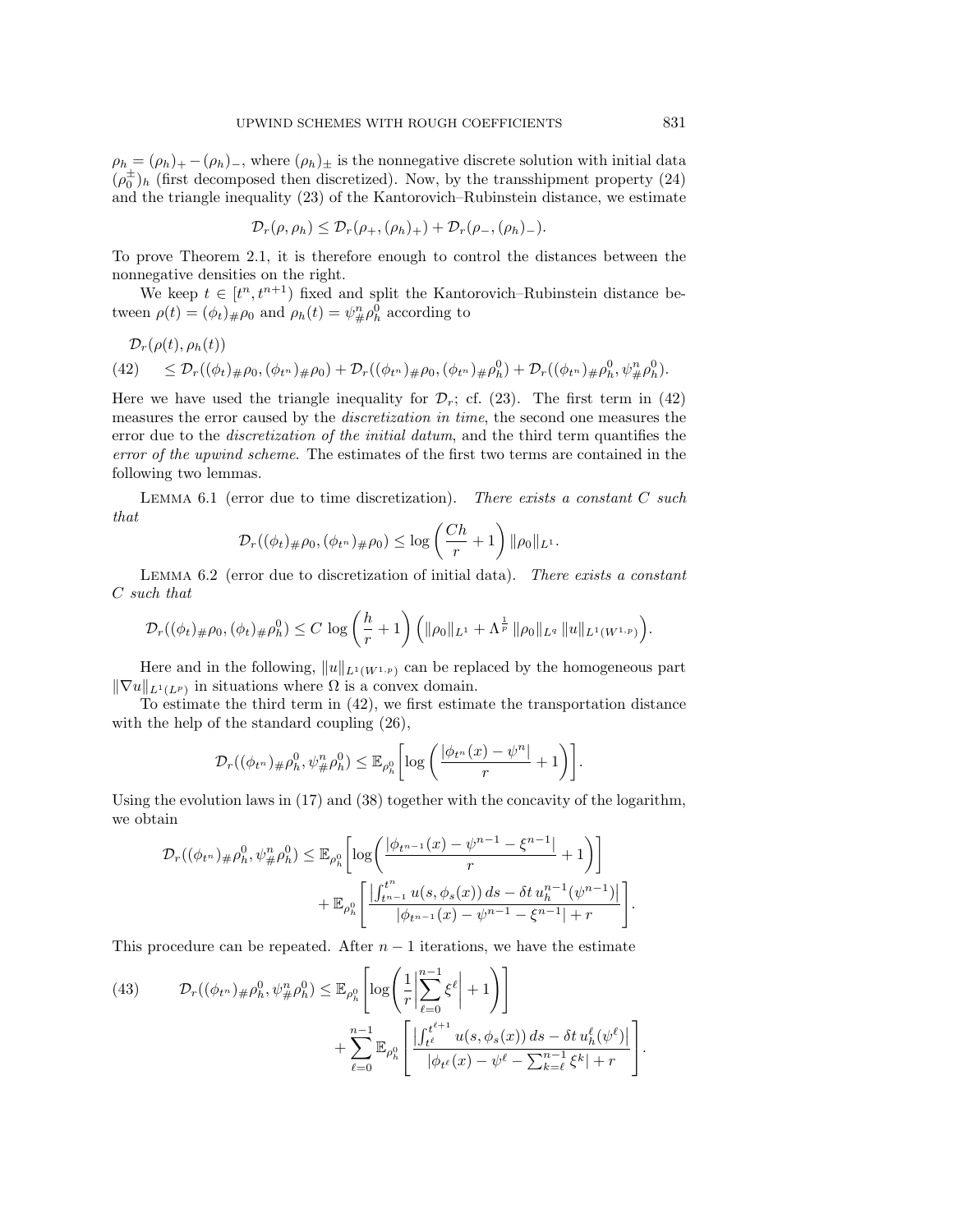$\rho_h = (\rho_h)_+ - (\rho_h)_-$, where $(\rho_h)_\pm$ is the nonnegative discrete solution with initial data $(\rho_0^\pm)_h$ (first decomposed then discretized). Now, by the transshipment property (24) and the triangle inequality (23) of the Kantorovich–Rubinstein distance, we estimate

$$\mathcal{D}_r(\rho, \rho_h) \le \mathcal{D}_r(\rho_+, (\rho_h)_+) + \mathcal{D}_r(\rho_-, (\rho_h)_-).$$

To prove Theorem 2.1, it is therefore enough to control the distances between the nonnegative densities on the right.

We keep $t \in [t^n, t^{n+1})$ fixed and split the Kantorovich–Rubinstein distance between $\rho(t) = (\phi_t)_\# \rho_0$ and $\rho_h(t) = \psi^n_\# \rho_h^0$ according to

$$\begin{aligned} &\mathcal{D}_r(\rho(t), \rho_h(t)) \\ &\le \mathcal{D}_r((\phi_t)_\#\rho_0, (\phi_{t^n})_\#\rho_0) + \mathcal{D}_r((\phi_{t^n})_\#\rho_0, (\phi_{t^n})_\#\rho_h^0) + \mathcal{D}_r((\phi_{t^n})_\#\rho_h^0, \psi^n_\#\rho_h^0). \end{aligned} \tag{42}$$

Here we have used the triangle inequality for $\mathcal{D}_r$; cf. (23). The first term in (42) measures the error caused by the *discretization in time*, the second one measures the error due to the *discretization of the initial datum*, and the third term quantifies the *error of the upwind scheme*. The estimates of the first two terms are contained in the following two lemmas.

Lemma 6.1 (error due to time discretization). *There exists a constant $C$ such that*

$$\mathcal{D}_r((\phi_t)_\#\rho_0, (\phi_{t^n})_\#\rho_0) \le \log\left(\frac{Ch}{r} + 1\right) \|\rho_0\|_{L^1}.$$

Lemma 6.2 (error due to discretization of initial data). *There exists a constant $C$ such that*

$$\mathcal{D}_r((\phi_t)_\#\rho_0, (\phi_t)_\#\rho_h^0) \le C \log\left(\frac{h}{r} + 1\right) \left(\|\rho_0\|_{L^1} + \Lambda^{\frac{1}{p}} \|\rho_0\|_{L^q} \|u\|_{L^1(W^{1,p})}\right).$$

Here and in the following, $\|u\|_{L^1(W^{1,p})}$ can be replaced by the homogeneous part $\|\nabla u\|_{L^1(L^p)}$ in situations where $\Omega$ is a convex domain.

To estimate the third term in (42), we first estimate the transportation distance with the help of the standard coupling (26),

$$\mathcal{D}_r((\phi_{t^n})_\#\rho_h^0, \psi^n_\#\rho_h^0) \le \mathbb{E}_{\rho_h^0}\left[\log\left(\frac{|\phi_{t^n}(x) - \psi^n|}{r} + 1\right)\right].$$

Using the evolution laws in (17) and (38) together with the concavity of the logarithm, we obtain

$$\begin{aligned} \mathcal{D}_r((\phi_{t^n})_\#\rho_h^0, \psi^n_\#\rho_h^0) &\le \mathbb{E}_{\rho_h^0}\left[\log\left(\frac{|\phi_{t^{n-1}}(x) - \psi^{n-1} - \xi^{n-1}|}{r} + 1\right)\right] \\ &\quad + \mathbb{E}_{\rho_h^0}\left[\frac{\left|\int_{t^{n-1}}^{t^n} u(s, \phi_s(x))\, ds - \delta t\, u_h^{n-1}(\psi^{n-1})\right|}{|\phi_{t^{n-1}}(x) - \psi^{n-1} - \xi^{n-1}| + r}\right]. \end{aligned}$$

This procedure can be repeated. After $n-1$ iterations, we have the estimate

$$\begin{aligned} \mathcal{D}_r((\phi_{t^n})_\#\rho_h^0, \psi^n_\#\rho_h^0) &\le \mathbb{E}_{\rho_h^0}\left[\log\left(\frac{1}{r}\left|\sum_{\ell=0}^{n-1} \xi^\ell\right| + 1\right)\right] \\ &\quad + \sum_{\ell=0}^{n-1} \mathbb{E}_{\rho_h^0}\left[\frac{\left|\int_{t^\ell}^{t^{\ell+1}} u(s, \phi_s(x))\, ds - \delta t\, u_h^\ell(\psi^\ell)\right|}{|\phi_{t^\ell}(x) - \psi^\ell - \sum_{k=\ell}^{n-1} \xi^k| + r}\right]. \end{aligned} \tag{43}$$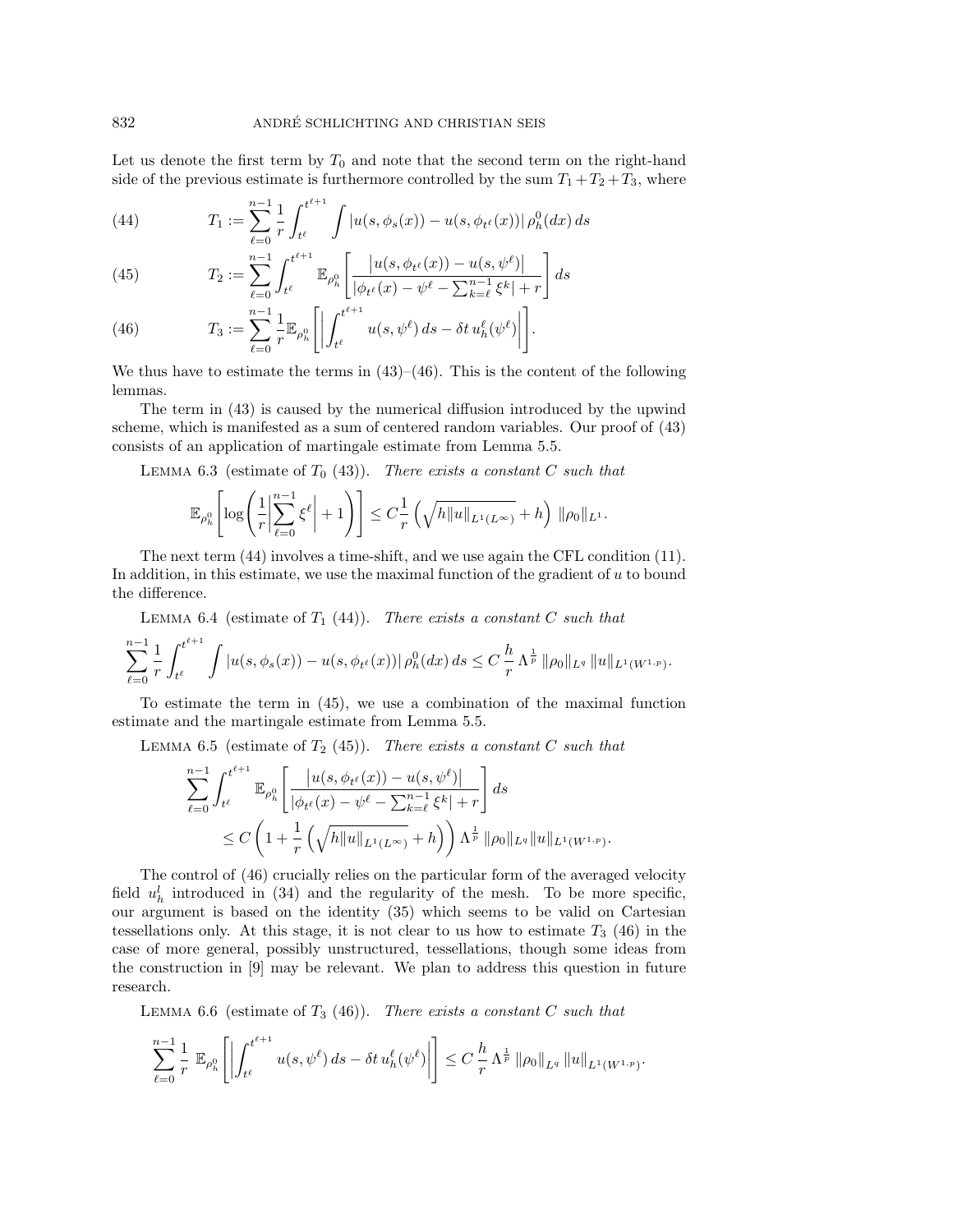Let us denote the first term by $T_0$ and note that the second term on the right-hand side of the previous estimate is furthermore controlled by the sum $T_1 + T_2 + T_3$, where

$$T_1 := \sum_{\ell=0}^{n-1} \frac{1}{r} \int_{t^\ell}^{t^{\ell+1}} \int |u(s, \phi_s(x)) - u(s, \phi_{t^\ell}(x))| \, \rho_h^0(dx)\, ds \tag{44}$$

$$T_2 := \sum_{\ell=0}^{n-1} \int_{t^\ell}^{t^{\ell+1}} \mathbb{E}_{\rho_h^0}\left[ \frac{\left|u(s, \phi_{t^\ell}(x)) - u(s, \psi^\ell)\right|}{|\phi_{t^\ell}(x) - \psi^\ell - \sum_{k=\ell}^{n-1} \xi^k| + r} \right] ds \tag{45}$$

$$T_3 := \sum_{\ell=0}^{n-1} \frac{1}{r} \mathbb{E}_{\rho_h^0}\left[ \left| \int_{t^\ell}^{t^{\ell+1}} u(s, \psi^\ell)\, ds - \delta t\, u_h^\ell(\psi^\ell) \right| \right]. \tag{46}$$

We thus have to estimate the terms in (43)–(46). This is the content of the following lemmas.

The term in (43) is caused by the numerical diffusion introduced by the upwind scheme, which is manifested as a sum of centered random variables. Our proof of (43) consists of an application of martingale estimate from Lemma 5.5.

Lemma 6.3 (estimate of $T_0$ (43)). *There exists a constant $C$ such that*

$$\mathbb{E}_{\rho_h^0}\left[ \log\left( \frac{1}{r} \left| \sum_{\ell=0}^{n-1} \xi^\ell \right| + 1 \right) \right] \le C \frac{1}{r} \left( \sqrt{h \|u\|_{L^1(L^\infty)}} + h \right) \|\rho_0\|_{L^1}.$$

The next term (44) involves a time-shift, and we use again the CFL condition (11). In addition, in this estimate, we use the maximal function of the gradient of $u$ to bound the difference.

Lemma 6.4 (estimate of $T_1$ (44)). *There exists a constant $C$ such that*

$$\sum_{\ell=0}^{n-1} \frac{1}{r} \int_{t^\ell}^{t^{\ell+1}} \int |u(s, \phi_s(x)) - u(s, \phi_{t^\ell}(x))| \, \rho_h^0(dx)\, ds \le C \frac{h}{r} \Lambda^{\frac{1}{p}} \|\rho_0\|_{L^q} \|u\|_{L^1(W^{1,p})}.$$

To estimate the term in (45), we use a combination of the maximal function estimate and the martingale estimate from Lemma 5.5.

Lemma 6.5 (estimate of $T_2$ (45)). *There exists a constant $C$ such that*

$$\begin{aligned} &\sum_{\ell=0}^{n-1} \int_{t^\ell}^{t^{\ell+1}} \mathbb{E}_{\rho_h^0}\left[ \frac{\left|u(s, \phi_{t^\ell}(x)) - u(s, \psi^\ell)\right|}{|\phi_{t^\ell}(x) - \psi^\ell - \sum_{k=\ell}^{n-1} \xi^k| + r} \right] ds \\ &\qquad \le C \left( 1 + \frac{1}{r} \left( \sqrt{h \|u\|_{L^1(L^\infty)}} + h \right) \right) \Lambda^{\frac{1}{p}} \|\rho_0\|_{L^q} \|u\|_{L^1(W^{1,p})}. \end{aligned}$$

The control of (46) crucially relies on the particular form of the averaged velocity field $u_h^l$ introduced in (34) and the regularity of the mesh. To be more specific, our argument is based on the identity (35) which seems to be valid on Cartesian tessellations only. At this stage, it is not clear to us how to estimate $T_3$ (46) in the case of more general, possibly unstructured, tessellations, though some ideas from the construction in [9] may be relevant. We plan to address this question in future research.

Lemma 6.6 (estimate of $T_3$ (46)). *There exists a constant $C$ such that*

$$\sum_{\ell=0}^{n-1} \frac{1}{r} \mathbb{E}_{\rho_h^0}\left[ \left| \int_{t^\ell}^{t^{\ell+1}} u(s, \psi^\ell)\, ds - \delta t\, u_h^\ell(\psi^\ell) \right| \right] \le C \frac{h}{r} \Lambda^{\frac{1}{p}} \|\rho_0\|_{L^q} \|u\|_{L^1(W^{1,p})}.$$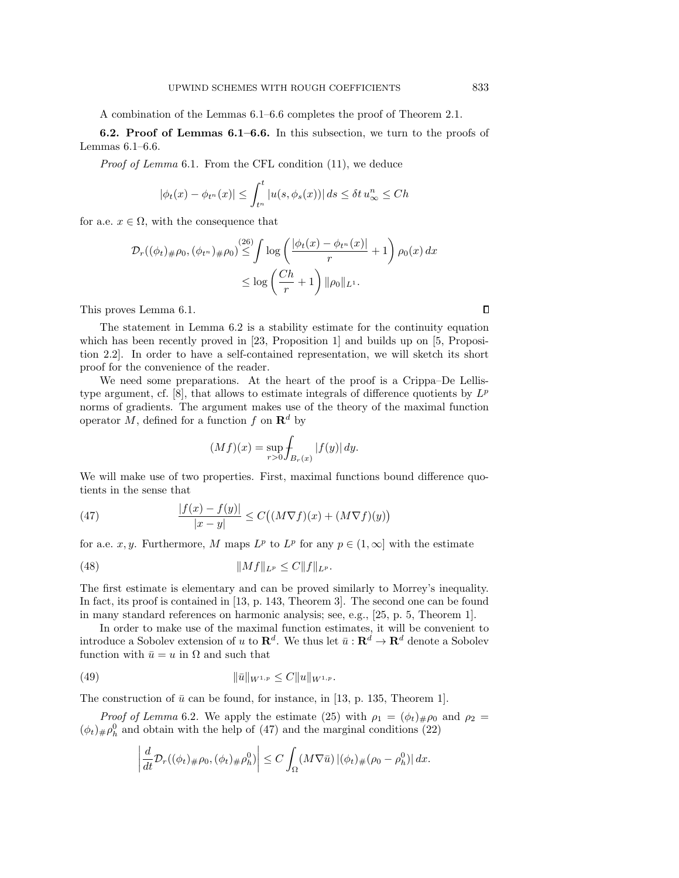A combination of the Lemmas 6.1–6.6 completes the proof of Theorem 2.1.

**6.2. Proof of Lemmas 6.1–6.6.** In this subsection, we turn to the proofs of Lemmas 6.1–6.6.

*Proof of Lemma* 6.1. From the CFL condition (11), we deduce

$$|\phi_t(x) - \phi_{t^n}(x)| \leq \int_{t^n}^{t} |u(s, \phi_s(x))| \, ds \leq \delta t \, u_\infty^n \leq Ch$$

for a.e. $x \in \Omega$, with the consequence that

$$\mathcal{D}_r((\phi_t)_\# \rho_0, (\phi_{t^n})_\# \rho_0) \overset{(26)}{\leq} \int \log\left( \frac{|\phi_t(x) - \phi_{t^n}(x)|}{r} + 1 \right) \rho_0(x) \, dx$$
$$\leq \log\left( \frac{Ch}{r} + 1 \right) \|\rho_0\|_{L^1}.$$

This proves Lemma 6.1. $\square$

The statement in Lemma 6.2 is a stability estimate for the continuity equation which has been recently proved in [23, Proposition 1] and builds up on [5, Proposition 2.2]. In order to have a self-contained representation, we will sketch its short proof for the convenience of the reader.

We need some preparations. At the heart of the proof is a Crippa–De Lellis-type argument, cf. [8], that allows to estimate integrals of difference quotients by $L^p$ norms of gradients. The argument makes use of the theory of the maximal function operator $M$, defined for a function $f$ on $\mathbf{R}^d$ by

$$(Mf)(x) = \sup_{r>0} \fint_{B_r(x)} |f(y)| \, dy.$$

We will make use of two properties. First, maximal functions bound difference quotients in the sense that

$$\frac{|f(x) - f(y)|}{|x-y|} \leq C\big((M\nabla f)(x) + (M\nabla f)(y)\big) \tag{47}$$

for a.e. $x, y$. Furthermore, $M$ maps $L^p$ to $L^p$ for any $p \in (1, \infty]$ with the estimate

$$\|Mf\|_{L^p} \leq C\|f\|_{L^p}. \tag{48}$$

The first estimate is elementary and can be proved similarly to Morrey's inequality. In fact, its proof is contained in [13, p. 143, Theorem 3]. The second one can be found in many standard references on harmonic analysis; see, e.g., [25, p. 5, Theorem 1].

In order to make use of the maximal function estimates, it will be convenient to introduce a Sobolev extension of $u$ to $\mathbf{R}^d$. We thus let $\bar{u} : \mathbf{R}^d \to \mathbf{R}^d$ denote a Sobolev function with $\bar{u} = u$ in $\Omega$ and such that

$$\|\bar{u}\|_{W^{1,p}} \leq C\|u\|_{W^{1,p}}. \tag{49}$$

The construction of $\bar{u}$ can be found, for instance, in [13, p. 135, Theorem 1].

*Proof of Lemma* 6.2. We apply the estimate (25) with $\rho_1 = (\phi_t)_\# \rho_0$ and $\rho_2 = (\phi_t)_\# \rho_h^0$ and obtain with the help of (47) and the marginal conditions (22)

$$\left| \frac{d}{dt} \mathcal{D}_r((\phi_t)_\# \rho_0, (\phi_t)_\# \rho_h^0) \right| \leq C \int_\Omega (M\nabla \bar{u}) \, |(\phi_t)_\# (\rho_0 - \rho_h^0)| \, dx.$$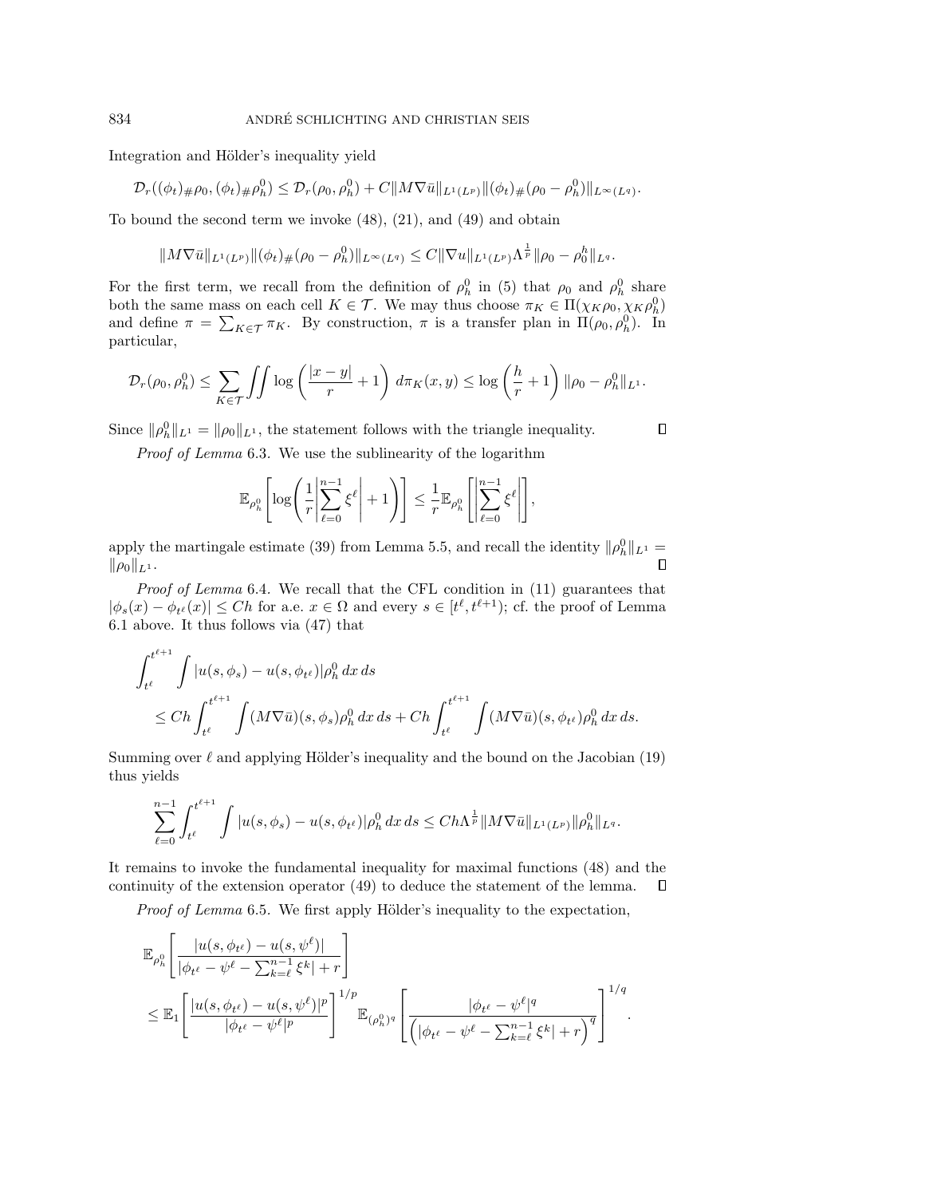Integration and Hölder's inequality yield

$$\mathcal{D}_r((\phi_t)_\# \rho_0, (\phi_t)_\# \rho_h^0) \le \mathcal{D}_r(\rho_0, \rho_h^0) + C \|M\nabla \bar{u}\|_{L^1(L^p)} \|(\phi_t)_\# (\rho_0 - \rho_h^0)\|_{L^\infty(L^q)}.$$

To bound the second term we invoke (48), (21), and (49) and obtain

$$\|M\nabla \bar{u}\|_{L^1(L^p)} \|(\phi_t)_\# (\rho_0 - \rho_h^0)\|_{L^\infty(L^q)} \le C \|\nabla u\|_{L^1(L^p)} \Lambda^{\frac{1}{p}} \|\rho_0 - \rho_0^h\|_{L^q}.$$

For the first term, we recall from the definition of $\rho_h^0$ in (5) that $\rho_0$ and $\rho_h^0$ share both the same mass on each cell $K \in \mathcal{T}$. We may thus choose $\pi_K \in \Pi(\chi_K \rho_0, \chi_K \rho_h^0)$ and define $\pi = \sum_{K \in \mathcal{T}} \pi_K$. By construction, $\pi$ is a transfer plan in $\Pi(\rho_0, \rho_h^0)$. In particular,

$$\mathcal{D}_r(\rho_0, \rho_h^0) \le \sum_{K \in \mathcal{T}} \iint \log\left(\frac{|x-y|}{r} + 1\right) \, d\pi_K(x,y) \le \log\left(\frac{h}{r} + 1\right) \|\rho_0 - \rho_h^0\|_{L^1}.$$

Since $\|\rho_h^0\|_{L^1} = \|\rho_0\|_{L^1}$, the statement follows with the triangle inequality. $\square$

*Proof of Lemma* 6.3. We use the sublinearity of the logarithm

$$\mathbb{E}_{\rho_h^0}\left[\log\left(\frac{1}{r}\left|\sum_{\ell=0}^{n-1} \xi^\ell\right| + 1\right)\right] \le \frac{1}{r} \mathbb{E}_{\rho_h^0}\left[\left|\sum_{\ell=0}^{n-1} \xi^\ell\right|\right],$$

apply the martingale estimate (39) from Lemma 5.5, and recall the identity $\|\rho_h^0\|_{L^1} = \|\rho_0\|_{L^1}$. $\square$

*Proof of Lemma* 6.4. We recall that the CFL condition in (11) guarantees that $|\phi_s(x) - \phi_{t^\ell}(x)| \le Ch$ for a.e. $x \in \Omega$ and every $s \in [t^\ell, t^{\ell+1})$; cf. the proof of Lemma 6.1 above. It thus follows via (47) that

$$\begin{aligned}
&\int_{t^\ell}^{t^{\ell+1}} \int |u(s,\phi_s) - u(s,\phi_{t^\ell})| \rho_h^0 \, dx \, ds \\
&\quad \le Ch \int_{t^\ell}^{t^{\ell+1}} \int (M\nabla \bar{u})(s,\phi_s) \rho_h^0 \, dx \, ds + Ch \int_{t^\ell}^{t^{\ell+1}} \int (M\nabla \bar{u})(s,\phi_{t^\ell}) \rho_h^0 \, dx \, ds.
\end{aligned}$$

Summing over $\ell$ and applying Hölder's inequality and the bound on the Jacobian (19) thus yields

$$\sum_{\ell=0}^{n-1} \int_{t^\ell}^{t^{\ell+1}} \int |u(s,\phi_s) - u(s,\phi_{t^\ell})| \rho_h^0 \, dx \, ds \le Ch \Lambda^{\frac{1}{p}} \|M\nabla \bar{u}\|_{L^1(L^p)} \|\rho_h^0\|_{L^q}.$$

It remains to invoke the fundamental inequality for maximal functions (48) and the continuity of the extension operator (49) to deduce the statement of the lemma. $\square$

*Proof of Lemma* 6.5. We first apply Hölder's inequality to the expectation,

$$\begin{aligned}
&\mathbb{E}_{\rho_h^0}\left[\frac{|u(s,\phi_{t^\ell}) - u(s,\psi^\ell)|}{|\phi_{t^\ell} - \psi^\ell - \sum_{k=\ell}^{n-1} \xi^k| + r}\right] \\
&\le \mathbb{E}_1\left[\frac{|u(s,\phi_{t^\ell}) - u(s,\psi^\ell)|^p}{|\phi_{t^\ell} - \psi^\ell|^p}\right]^{1/p} \mathbb{E}_{(\rho_h^0)^q}\left[\frac{|\phi_{t^\ell} - \psi^\ell|^q}{\left(|\phi_{t^\ell} - \psi^\ell - \sum_{k=\ell}^{n-1} \xi^k| + r\right)^q}\right]^{1/q}.
\end{aligned}$$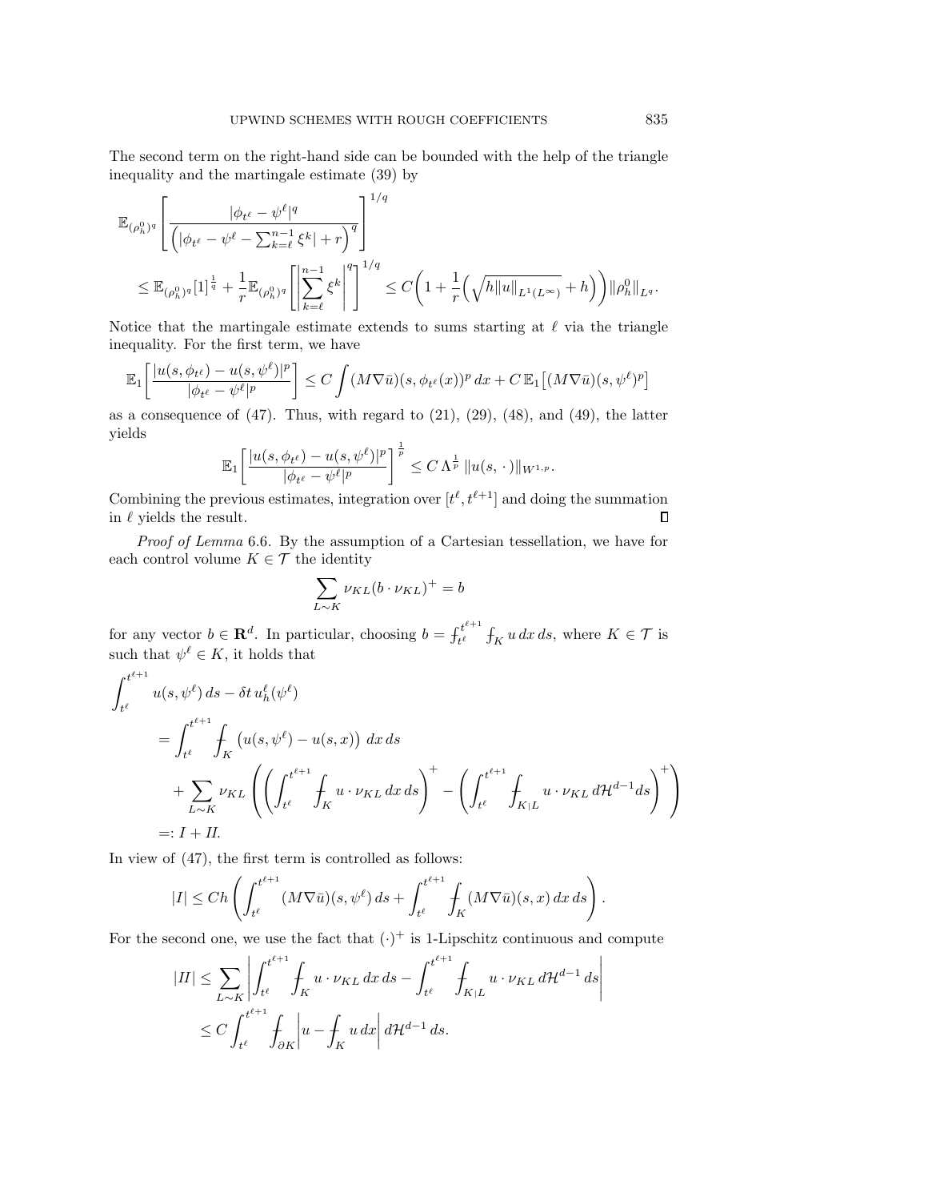The second term on the right-hand side can be bounded with the help of the triangle inequality and the martingale estimate (39) by

$$\mathbb{E}_{(\rho_h^0)^q}\left[\frac{|\phi_{t^\ell}-\psi^\ell|^q}{\left(|\phi_{t^\ell}-\psi^\ell-\sum_{k=\ell}^{n-1}\xi^k|+r\right)^q}\right]^{1/q}$$
$$\leq \mathbb{E}_{(\rho_h^0)^q}[1]^{\frac{1}{q}}+\frac{1}{r}\mathbb{E}_{(\rho_h^0)^q}\left[\left|\sum_{k=\ell}^{n-1}\xi^k\right|^q\right]^{1/q}\leq C\left(1+\frac{1}{r}\left(\sqrt{h\|u\|_{L^1(L^\infty)}}+h\right)\right)\|\rho_h^0\|_{L^q}.$$

Notice that the martingale estimate extends to sums starting at $\ell$ via the triangle inequality. For the first term, we have

$$\mathbb{E}_1\left[\frac{|u(s,\phi_{t^\ell})-u(s,\psi^\ell)|^p}{|\phi_{t^\ell}-\psi^\ell|^p}\right]\leq C\int (M\nabla\bar{u})(s,\phi_{t^\ell}(x))^p\,dx+C\,\mathbb{E}_1\big[(M\nabla\bar{u})(s,\psi^\ell)^p\big]$$

as a consequence of (47). Thus, with regard to (21), (29), (48), and (49), the latter yields

$$\mathbb{E}_1\left[\frac{|u(s,\phi_{t^\ell})-u(s,\psi^\ell)|^p}{|\phi_{t^\ell}-\psi^\ell|^p}\right]^{\frac{1}{p}}\leq C\,\Lambda^{\frac{1}{p}}\,\|u(s,\cdot)\|_{W^{1,p}}.$$

Combining the previous estimates, integration over $[t^\ell,t^{\ell+1}]$ and doing the summation in $\ell$ yields the result. ∎

*Proof of Lemma* 6.6. By the assumption of a Cartesian tessellation, we have for each control volume $K\in\mathcal{T}$ the identity

$$\sum_{L\sim K}\nu_{KL}(b\cdot\nu_{KL})^+=b$$

for any vector $b\in\mathbf{R}^d$. In particular, choosing $b=\fint_{t^\ell}^{t^{\ell+1}}\fint_K u\,dx\,ds$, where $K\in\mathcal{T}$ is such that $\psi^\ell\in K$, it holds that

$$\begin{aligned}
\int_{t^\ell}^{t^{\ell+1}} & u(s,\psi^\ell)\,ds-\delta t\,u_h^\ell(\psi^\ell)\\
&=\int_{t^\ell}^{t^{\ell+1}}\fint_K\big(u(s,\psi^\ell)-u(s,x)\big)\,dx\,ds\\
&\quad+\sum_{L\sim K}\nu_{KL}\left(\left(\int_{t^\ell}^{t^{\ell+1}}\fint_K u\cdot\nu_{KL}\,dx\,ds\right)^+-\left(\int_{t^\ell}^{t^{\ell+1}}\fint_{K|L}u\cdot\nu_{KL}\,d\mathcal{H}^{d-1}ds\right)^+\right)\\
&=: I+II.
\end{aligned}$$

In view of (47), the first term is controlled as follows:

$$|I|\leq Ch\left(\int_{t^\ell}^{t^{\ell+1}}(M\nabla\bar{u})(s,\psi^\ell)\,ds+\int_{t^\ell}^{t^{\ell+1}}\fint_K(M\nabla\bar{u})(s,x)\,dx\,ds\right).$$

For the second one, we use the fact that $(\cdot)^+$ is 1-Lipschitz continuous and compute

$$\begin{aligned}
|II|&\leq\sum_{L\sim K}\left|\int_{t^\ell}^{t^{\ell+1}}\fint_K u\cdot\nu_{KL}\,dx\,ds-\int_{t^\ell}^{t^{\ell+1}}\fint_{K|L}u\cdot\nu_{KL}\,d\mathcal{H}^{d-1}\,ds\right|\\
&\leq C\int_{t^\ell}^{t^{\ell+1}}\fint_{\partial K}\left|u-\fint_K u\,dx\right|\,d\mathcal{H}^{d-1}\,ds.
\end{aligned}$$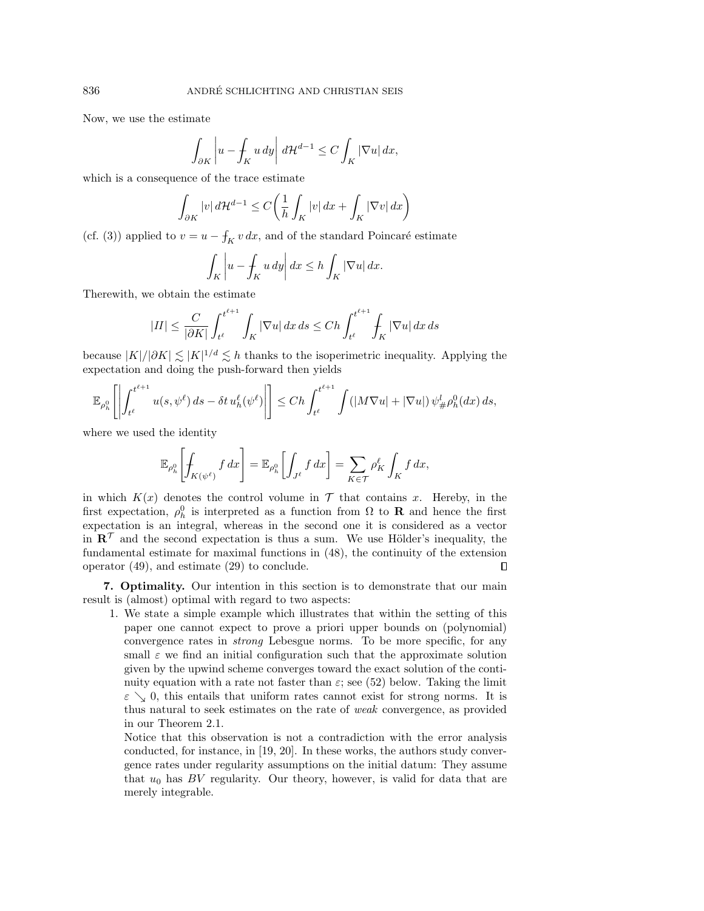Now, we use the estimate

$$\int_{\partial K} \left| u - \fint_K u\, dy \right| d\mathcal{H}^{d-1} \le C \int_K |\nabla u|\, dx,$$

which is a consequence of the trace estimate

$$\int_{\partial K} |v|\, d\mathcal{H}^{d-1} \le C\left( \frac{1}{h}\int_K |v|\, dx + \int_K |\nabla v|\, dx \right)$$

(cf. (3)) applied to $v = u - \fint_K v\, dx$, and of the standard Poincaré estimate

$$\int_K \left| u - \fint_K u\, dy \right| dx \le h \int_K |\nabla u|\, dx.$$

Therewith, we obtain the estimate

$$|II| \le \frac{C}{|\partial K|} \int_{t^\ell}^{t^{\ell+1}} \int_K |\nabla u|\, dx\, ds \le Ch \int_{t^\ell}^{t^{\ell+1}} \fint_K |\nabla u|\, dx\, ds$$

because $|K|/|\partial K| \lesssim |K|^{1/d} \lesssim h$ thanks to the isoperimetric inequality. Applying the expectation and doing the push-forward then yields

$$\mathbb{E}_{\rho_h^0}\left[ \left| \int_{t^\ell}^{t^{\ell+1}} u(s, \psi^\ell)\, ds - \delta t\, u_h^\ell(\psi^\ell) \right| \right] \le Ch \int_{t^\ell}^{t^{\ell+1}} \int (|M\nabla u| + |\nabla u|)\, \psi_\#^l \rho_h^0(dx)\, ds,$$

where we used the identity

$$\mathbb{E}_{\rho_h^0}\left[ \fint_{K(\psi^\ell)} f\, dx \right] = \mathbb{E}_{\rho_h^0}\left[ \int_{J^\ell} f\, dx \right] = \sum_{K \in \mathcal{T}} \rho_K^\ell \int_K f\, dx,$$

in which $K(x)$ denotes the control volume in $\mathcal{T}$ that contains $x$. Hereby, in the first expectation, $\rho_h^0$ is interpreted as a function from $\Omega$ to $\mathbf{R}$ and hence the first expectation is an integral, whereas in the second one it is considered as a vector in $\mathbf{R}^{\mathcal{T}}$ and the second expectation is thus a sum. We use Hölder's inequality, the fundamental estimate for maximal functions in (48), the continuity of the extension operator (49), and estimate (29) to conclude. $\square$

**7. Optimality.** Our intention in this section is to demonstrate that our main result is (almost) optimal with regard to two aspects:

1. We state a simple example which illustrates that within the setting of this paper one cannot expect to prove a priori upper bounds on (polynomial) convergence rates in *strong* Lebesgue norms. To be more specific, for any small $\varepsilon$ we find an initial configuration such that the approximate solution given by the upwind scheme converges toward the exact solution of the continuity equation with a rate not faster than $\varepsilon$; see (52) below. Taking the limit $\varepsilon \searrow 0$, this entails that uniform rates cannot exist for strong norms. It is thus natural to seek estimates on the rate of *weak* convergence, as provided in our Theorem 2.1.

   Notice that this observation is not a contradiction with the error analysis conducted, for instance, in [19, 20]. In these works, the authors study convergence rates under regularity assumptions on the initial datum: They assume that $u_0$ has $BV$ regularity. Our theory, however, is valid for data that are merely integrable.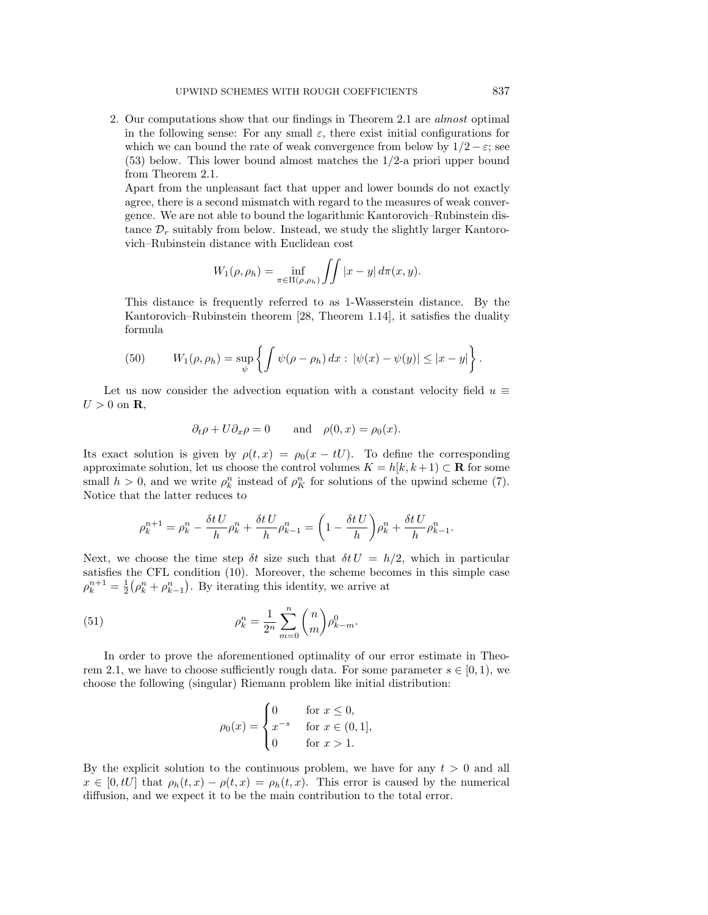2. Our computations show that our findings in Theorem 2.1 are *almost* optimal in the following sense: For any small $\varepsilon$, there exist initial configurations for which we can bound the rate of weak convergence from below by $1/2-\varepsilon$; see (53) below. This lower bound almost matches the 1/2-a priori upper bound from Theorem 2.1.

   Apart from the unpleasant fact that upper and lower bounds do not exactly agree, there is a second mismatch with regard to the measures of weak convergence. We are not able to bound the logarithmic Kantorovich–Rubinstein distance $\mathcal{D}_r$ suitably from below. Instead, we study the slightly larger Kantorovich–Rubinstein distance with Euclidean cost

$$W_1(\rho, \rho_h) = \inf_{\pi \in \Pi(\rho,\rho_h)} \iint |x-y| \, d\pi(x,y).$$

   This distance is frequently referred to as 1-Wasserstein distance. By the Kantorovich–Rubinstein theorem [28, Theorem 1.14], it satisfies the duality formula

$$W_1(\rho, \rho_h) = \sup_{\psi} \left\{ \int \psi(\rho - \rho_h)\, dx : \; |\psi(x) - \psi(y)| \le |x-y| \right\}. \tag{50}$$

Let us now consider the advection equation with a constant velocity field $u \equiv U > 0$ on $\mathbf{R}$,

$$\partial_t \rho + U \partial_x \rho = 0 \qquad \text{and} \quad \rho(0,x) = \rho_0(x).$$

Its exact solution is given by $\rho(t,x) = \rho_0(x - tU)$. To define the corresponding approximate solution, let us choose the control volumes $K = h[k, k+1) \subset \mathbf{R}$ for some small $h > 0$, and we write $\rho_k^n$ instead of $\rho_K^n$ for solutions of the upwind scheme (7). Notice that the latter reduces to

$$\rho_k^{n+1} = \rho_k^n - \frac{\delta t\, U}{h}\rho_k^n + \frac{\delta t\, U}{h}\rho_{k-1}^n = \left(1 - \frac{\delta t\, U}{h}\right)\rho_k^n + \frac{\delta t\, U}{h}\rho_{k-1}^n.$$

Next, we choose the time step $\delta t$ size such that $\delta t\, U = h/2$, which in particular satisfies the CFL condition (10). Moreover, the scheme becomes in this simple case $\rho_k^{n+1} = \frac{1}{2}\big(\rho_k^n + \rho_{k-1}^n\big)$. By iterating this identity, we arrive at

$$\rho_k^n = \frac{1}{2^n} \sum_{m=0}^{n} \binom{n}{m} \rho_{k-m}^0. \tag{51}$$

In order to prove the aforementioned optimality of our error estimate in Theorem 2.1, we have to choose sufficiently rough data. For some parameter $s \in [0,1)$, we choose the following (singular) Riemann problem like initial distribution:

$$\rho_0(x) = \begin{cases} 0 & \text{for } x \le 0, \\ x^{-s} & \text{for } x \in (0,1], \\ 0 & \text{for } x > 1. \end{cases}$$

By the explicit solution to the continuous problem, we have for any $t > 0$ and all $x \in [0, tU]$ that $\rho_h(t,x) - \rho(t,x) = \rho_h(t,x)$. This error is caused by the numerical diffusion, and we expect it to be the main contribution to the total error.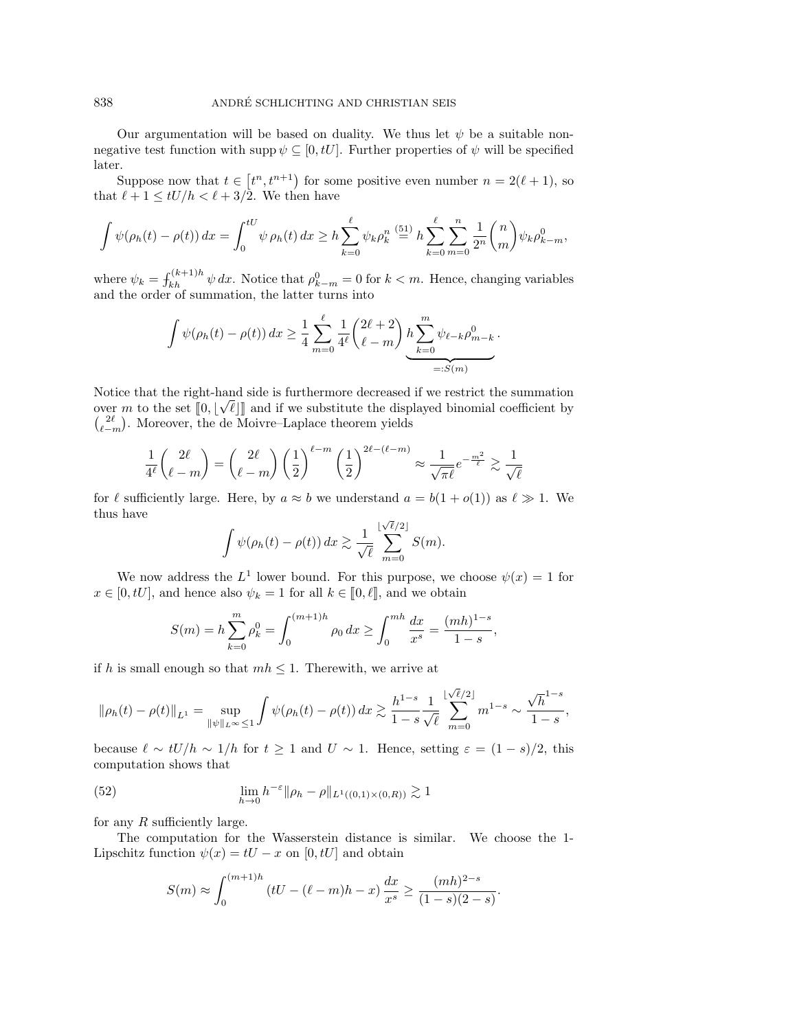Our argumentation will be based on duality. We thus let $\psi$ be a suitable nonnegative test function with $\operatorname{supp}\psi \subseteq [0, tU]$. Further properties of $\psi$ will be specified later.

Suppose now that $t \in [t^n, t^{n+1})$ for some positive even number $n = 2(\ell+1)$, so that $\ell + 1 \le tU/h < \ell + 3/2$. We then have

$$\int \psi(\rho_h(t) - \rho(t))\,dx = \int_0^{tU} \psi\,\rho_h(t)\,dx \ge h\sum_{k=0}^{\ell} \psi_k \rho_k^n \overset{(51)}{=} h\sum_{k=0}^{\ell}\sum_{m=0}^{n} \frac{1}{2^n}\binom{n}{m}\psi_k \rho_{k-m}^0,$$

where $\psi_k = \fint_{kh}^{(k+1)h} \psi\,dx$. Notice that $\rho_{k-m}^0 = 0$ for $k < m$. Hence, changing variables and the order of summation, the latter turns into

$$\int \psi(\rho_h(t) - \rho(t))\,dx \ge \frac{1}{4}\sum_{m=0}^{\ell} \frac{1}{4^\ell}\binom{2\ell+2}{\ell-m} \underbrace{h\sum_{k=0}^{m} \psi_{\ell-k}\rho_{m-k}^0}_{=:S(m)}.$$

Notice that the right-hand side is furthermore decreased if we restrict the summation over $m$ to the set $[\![0, \lfloor\sqrt{\ell}\rfloor]\!]$ and if we substitute the displayed binomial coefficient by $\binom{2\ell}{\ell-m}$. Moreover, the de Moivre–Laplace theorem yields

$$\frac{1}{4^\ell}\binom{2\ell}{\ell-m} = \binom{2\ell}{\ell-m}\left(\frac{1}{2}\right)^{\ell-m}\left(\frac{1}{2}\right)^{2\ell-(\ell-m)} \approx \frac{1}{\sqrt{\pi\ell}}e^{-\frac{m^2}{\ell}} \gtrsim \frac{1}{\sqrt{\ell}}$$

for $\ell$ sufficiently large. Here, by $a \approx b$ we understand $a = b(1 + o(1))$ as $\ell \gg 1$. We thus have

$$\int \psi(\rho_h(t) - \rho(t))\,dx \gtrsim \frac{1}{\sqrt{\ell}}\sum_{m=0}^{\lfloor\sqrt{\ell}/2\rfloor} S(m).$$

We now address the $L^1$ lower bound. For this purpose, we choose $\psi(x) = 1$ for $x \in [0, tU]$, and hence also $\psi_k = 1$ for all $k \in [\![0, \ell]\!]$, and we obtain

$$S(m) = h\sum_{k=0}^{m} \rho_k^0 = \int_0^{(m+1)h} \rho_0\,dx \ge \int_0^{mh} \frac{dx}{x^s} = \frac{(mh)^{1-s}}{1-s},$$

if $h$ is small enough so that $mh \le 1$. Therewith, we arrive at

$$\|\rho_h(t) - \rho(t)\|_{L^1} = \sup_{\|\psi\|_{L^\infty}\le 1}\int \psi(\rho_h(t) - \rho(t))\,dx \gtrsim \frac{h^{1-s}}{1-s}\frac{1}{\sqrt{\ell}}\sum_{m=0}^{\lfloor\sqrt{\ell}/2\rfloor} m^{1-s} \sim \frac{\sqrt{h}^{1-s}}{1-s},$$

because $\ell \sim tU/h \sim 1/h$ for $t \ge 1$ and $U \sim 1$. Hence, setting $\varepsilon = (1-s)/2$, this computation shows that

$$\lim_{h\to 0} h^{-\varepsilon}\|\rho_h - \rho\|_{L^1((0,1)\times(0,R))} \gtrsim 1 \tag{52}$$

for any $R$ sufficiently large.

The computation for the Wasserstein distance is similar. We choose the 1-Lipschitz function $\psi(x) = tU - x$ on $[0, tU]$ and obtain

$$S(m) \approx \int_0^{(m+1)h} (tU - (\ell-m)h - x)\,\frac{dx}{x^s} \ge \frac{(mh)^{2-s}}{(1-s)(2-s)}.$$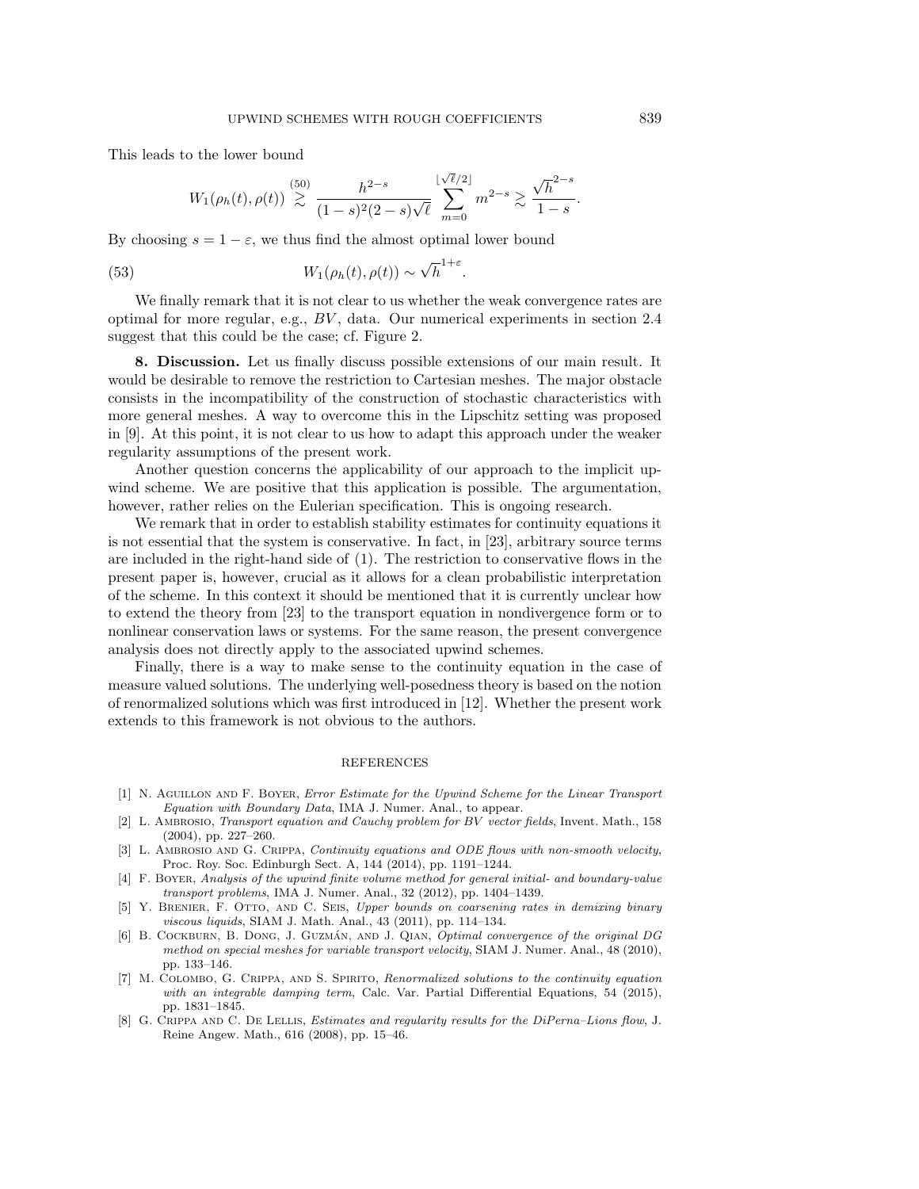This leads to the lower bound

$$W_1(\rho_h(t), \rho(t)) \overset{(50)}{\gtrsim} \frac{h^{2-s}}{(1-s)^2(2-s)\sqrt{\ell}} \sum_{m=0}^{\lfloor \sqrt{\ell}/2 \rfloor} m^{2-s} \gtrsim \frac{\sqrt{h}^{2-s}}{1-s}.$$

By choosing $s = 1 - \varepsilon$, we thus find the almost optimal lower bound

$$W_1(\rho_h(t), \rho(t)) \sim \sqrt{h}^{1+\varepsilon}. \tag{53}$$

We finally remark that it is not clear to us whether the weak convergence rates are optimal for more regular, e.g., $BV$, data. Our numerical experiments in section 2.4 suggest that this could be the case; cf. Figure 2.

**8. Discussion.** Let us finally discuss possible extensions of our main result. It would be desirable to remove the restriction to Cartesian meshes. The major obstacle consists in the incompatibility of the construction of stochastic characteristics with more general meshes. A way to overcome this in the Lipschitz setting was proposed in [9]. At this point, it is not clear to us how to adapt this approach under the weaker regularity assumptions of the present work.

Another question concerns the applicability of our approach to the implicit upwind scheme. We are positive that this application is possible. The argumentation, however, rather relies on the Eulerian specification. This is ongoing research.

We remark that in order to establish stability estimates for continuity equations it is not essential that the system is conservative. In fact, in [23], arbitrary source terms are included in the right-hand side of (1). The restriction to conservative flows in the present paper is, however, crucial as it allows for a clean probabilistic interpretation of the scheme. In this context it should be mentioned that it is currently unclear how to extend the theory from [23] to the transport equation in nondivergence form or to nonlinear conservation laws or systems. For the same reason, the present convergence analysis does not directly apply to the associated upwind schemes.

Finally, there is a way to make sense to the continuity equation in the case of measure valued solutions. The underlying well-posedness theory is based on the notion of renormalized solutions which was first introduced in [12]. Whether the present work extends to this framework is not obvious to the authors.

## REFERENCES

[1] N. Aguillon and F. Boyer, *Error Estimate for the Upwind Scheme for the Linear Transport Equation with Boundary Data*, IMA J. Numer. Anal., to appear.

[2] L. Ambrosio, *Transport equation and Cauchy problem for BV vector fields*, Invent. Math., 158 (2004), pp. 227–260.

[3] L. Ambrosio and G. Crippa, *Continuity equations and ODE flows with non-smooth velocity*, Proc. Roy. Soc. Edinburgh Sect. A, 144 (2014), pp. 1191–1244.

[4] F. Boyer, *Analysis of the upwind finite volume method for general initial- and boundary-value transport problems*, IMA J. Numer. Anal., 32 (2012), pp. 1404–1439.

[5] Y. Brenier, F. Otto, and C. Seis, *Upper bounds on coarsening rates in demixing binary viscous liquids*, SIAM J. Math. Anal., 43 (2011), pp. 114–134.

[6] B. Cockburn, B. Dong, J. Guzmán, and J. Qian, *Optimal convergence of the original DG method on special meshes for variable transport velocity*, SIAM J. Numer. Anal., 48 (2010), pp. 133–146.

[7] M. Colombo, G. Crippa, and S. Spirito, *Renormalized solutions to the continuity equation with an integrable damping term*, Calc. Var. Partial Differential Equations, 54 (2015), pp. 1831–1845.

[8] G. Crippa and C. De Lellis, *Estimates and regularity results for the DiPerna–Lions flow*, J. Reine Angew. Math., 616 (2008), pp. 15–46.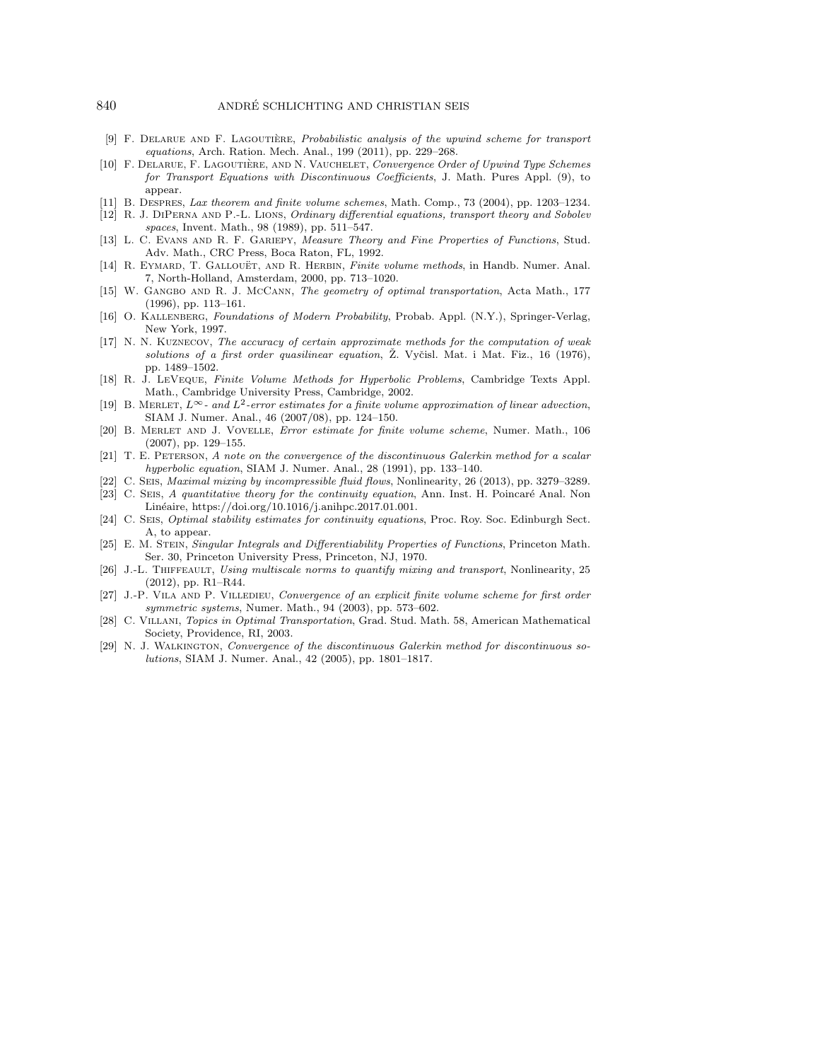- [9] F. Delarue and F. Lagoutière, *Probabilistic analysis of the upwind scheme for transport equations*, Arch. Ration. Mech. Anal., 199 (2011), pp. 229–268.
- [10] F. Delarue, F. Lagoutière, and N. Vauchelet, *Convergence Order of Upwind Type Schemes for Transport Equations with Discontinuous Coefficients*, J. Math. Pures Appl. (9), to appear.
- [11] B. Despres, *Lax theorem and finite volume schemes*, Math. Comp., 73 (2004), pp. 1203–1234.
- [12] R. J. DiPerna and P.-L. Lions, *Ordinary differential equations, transport theory and Sobolev spaces*, Invent. Math., 98 (1989), pp. 511–547.
- [13] L. C. Evans and R. F. Gariepy, *Measure Theory and Fine Properties of Functions*, Stud. Adv. Math., CRC Press, Boca Raton, FL, 1992.
- [14] R. Eymard, T. Gallouët, and R. Herbin, *Finite volume methods*, in Handb. Numer. Anal. 7, North-Holland, Amsterdam, 2000, pp. 713–1020.
- [15] W. Gangbo and R. J. McCann, *The geometry of optimal transportation*, Acta Math., 177 (1996), pp. 113–161.
- [16] O. Kallenberg, *Foundations of Modern Probability*, Probab. Appl. (N.Y.), Springer-Verlag, New York, 1997.
- [17] N. N. Kuznecov, *The accuracy of certain approximate methods for the computation of weak solutions of a first order quasilinear equation*, Ž. Vyčisl. Mat. i Mat. Fiz., 16 (1976), pp. 1489–1502.
- [18] R. J. LeVeque, *Finite Volume Methods for Hyperbolic Problems*, Cambridge Texts Appl. Math., Cambridge University Press, Cambridge, 2002.
- [19] B. Merlet, *$L^\infty$- and $L^2$-error estimates for a finite volume approximation of linear advection*, SIAM J. Numer. Anal., 46 (2007/08), pp. 124–150.
- [20] B. Merlet and J. Vovelle, *Error estimate for finite volume scheme*, Numer. Math., 106 (2007), pp. 129–155.
- [21] T. E. Peterson, *A note on the convergence of the discontinuous Galerkin method for a scalar hyperbolic equation*, SIAM J. Numer. Anal., 28 (1991), pp. 133–140.
- [22] C. Seis, *Maximal mixing by incompressible fluid flows*, Nonlinearity, 26 (2013), pp. 3279–3289.
- [23] C. Seis, *A quantitative theory for the continuity equation*, Ann. Inst. H. Poincaré Anal. Non Linéaire, https://doi.org/10.1016/j.anihpc.2017.01.001.
- [24] C. Seis, *Optimal stability estimates for continuity equations*, Proc. Roy. Soc. Edinburgh Sect. A, to appear.
- [25] E. M. Stein, *Singular Integrals and Differentiability Properties of Functions*, Princeton Math. Ser. 30, Princeton University Press, Princeton, NJ, 1970.
- [26] J.-L. Thiffeault, *Using multiscale norms to quantify mixing and transport*, Nonlinearity, 25 (2012), pp. R1–R44.
- [27] J.-P. Vila and P. Villedieu, *Convergence of an explicit finite volume scheme for first order symmetric systems*, Numer. Math., 94 (2003), pp. 573–602.
- [28] C. Villani, *Topics in Optimal Transportation*, Grad. Stud. Math. 58, American Mathematical Society, Providence, RI, 2003.
- [29] N. J. Walkington, *Convergence of the discontinuous Galerkin method for discontinuous solutions*, SIAM J. Numer. Anal., 42 (2005), pp. 1801–1817.